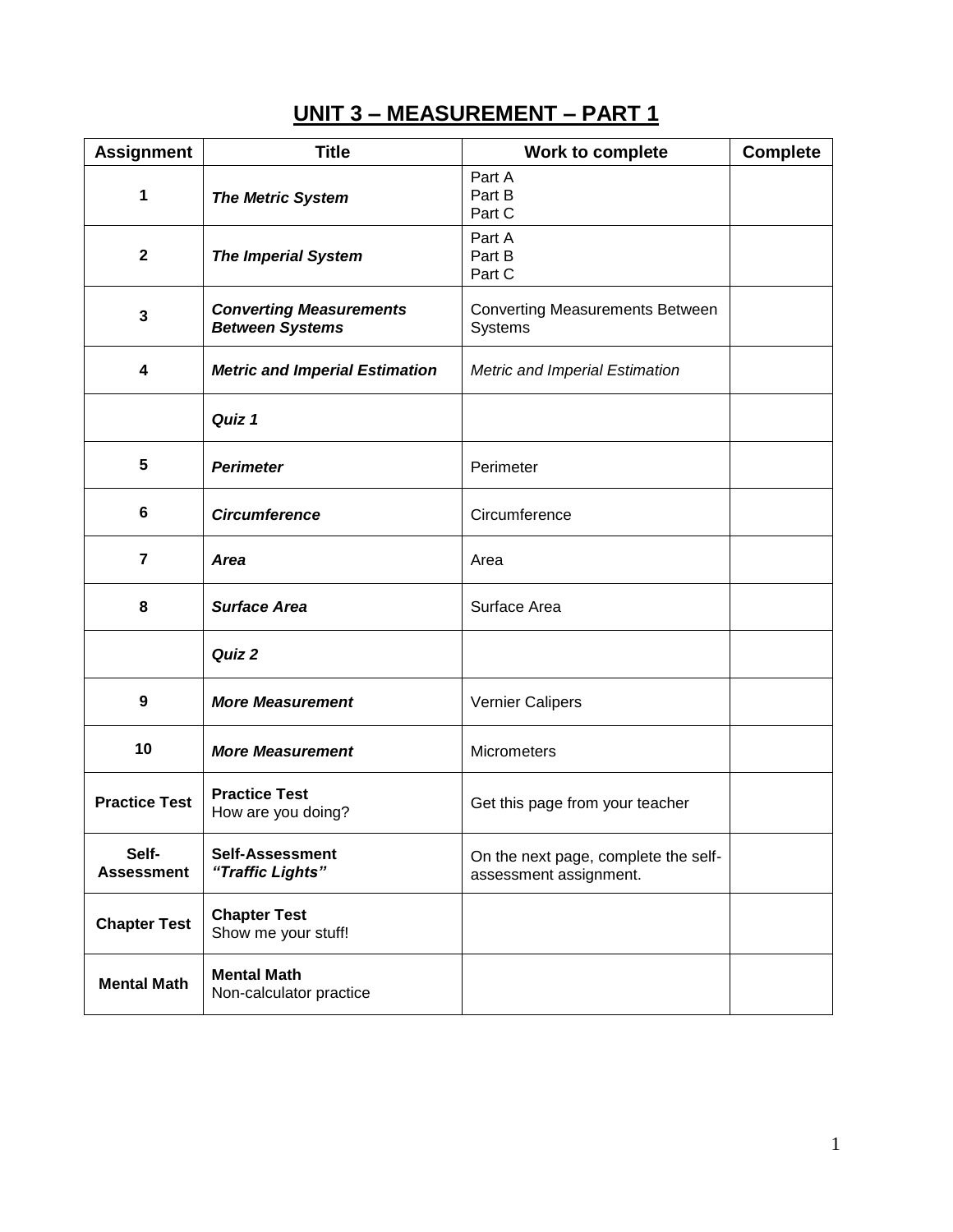# UNIT 3 – MEASUREMENT – PART 1

| Assignment | Title | Work to complete | Complete |
|---|---|---|---|
| **1** | ***The Metric System*** | Part A<br>Part B<br>Part C | |
| **2** | ***The Imperial System*** | Part A<br>Part B<br>Part C | |
| **3** | ***Converting Measurements Between Systems*** | Converting Measurements Between Systems | |
| **4** | ***Metric and Imperial Estimation*** | *Metric and Imperial Estimation* | |
| | ***Quiz 1*** | | |
| **5** | ***Perimeter*** | Perimeter | |
| **6** | ***Circumference*** | Circumference | |
| **7** | ***Area*** | Area | |
| **8** | ***Surface Area*** | Surface Area | |
| | ***Quiz 2*** | | |
| **9** | ***More Measurement*** | Vernier Calipers | |
| **10** | ***More Measurement*** | Micrometers | |
| **Practice Test** | **Practice Test**<br>How are you doing? | Get this page from your teacher | |
| **Self-Assessment** | **Self-Assessment**<br>***"Traffic Lights"*** | On the next page, complete the self-assessment assignment. | |
| **Chapter Test** | **Chapter Test**<br>Show me your stuff! | | |
| **Mental Math** | **Mental Math**<br>Non-calculator practice | | |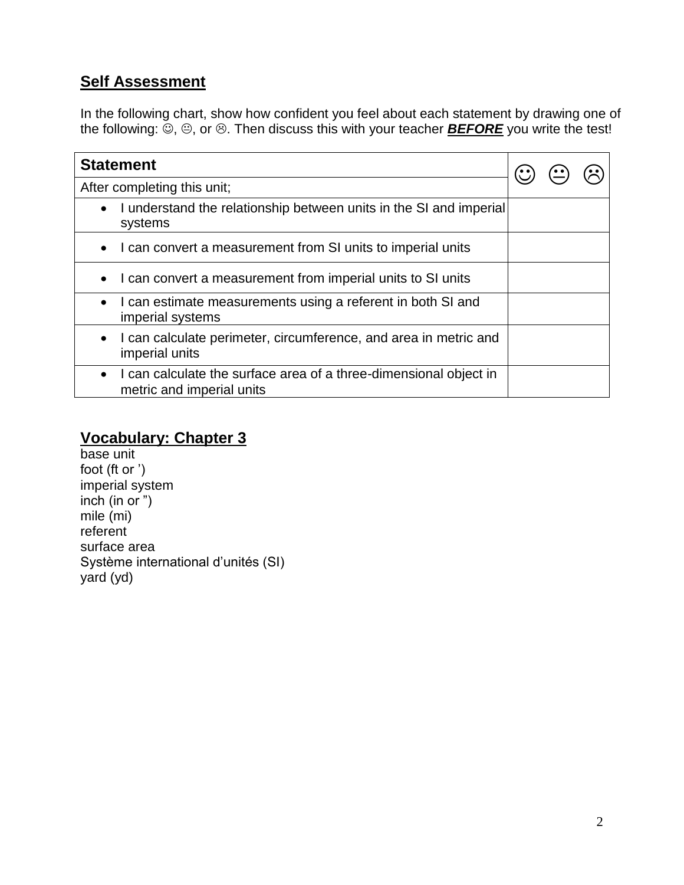## Self Assessment

In the following chart, show how confident you feel about each statement by drawing one of the following: ☺, 😐, or ☹. Then discuss this with your teacher ***BEFORE*** you write the test!

| **Statement** | ☺ 😐 ☹ |
|---|---|
| After completing this unit; | |
| • I understand the relationship between units in the SI and imperial systems | |
| • I can convert a measurement from SI units to imperial units | |
| • I can convert a measurement from imperial units to SI units | |
| • I can estimate measurements using a referent in both SI and imperial systems | |
| • I can calculate perimeter, circumference, and area in metric and imperial units | |
| • I can calculate the surface area of a three-dimensional object in metric and imperial units | |

## Vocabulary: Chapter 3

base unit
foot (ft or ')
imperial system
inch (in or ")
mile (mi)
referent
surface area
Système international d'unités (SI)
yard (yd)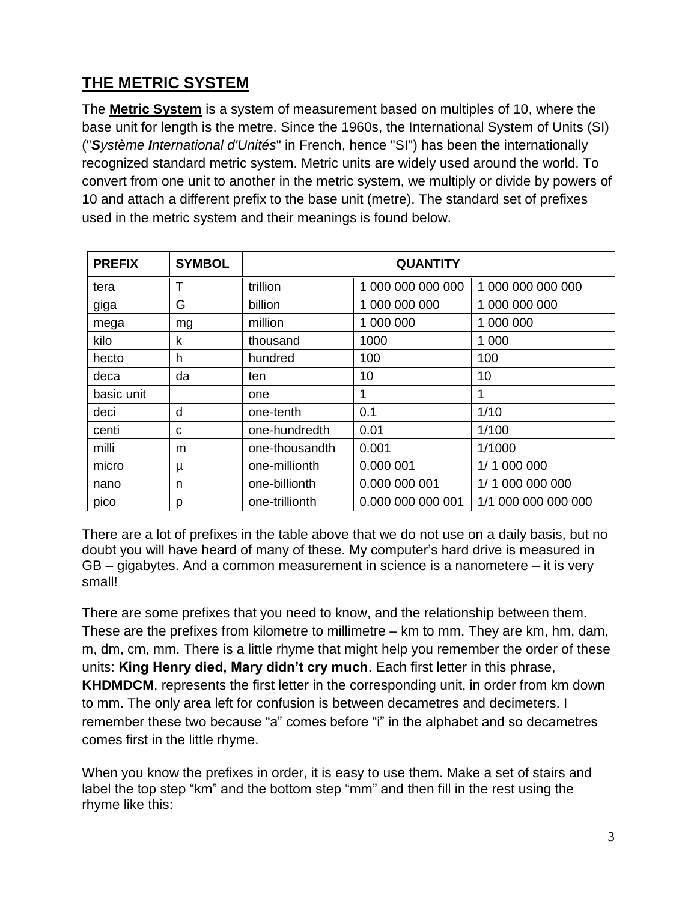## THE METRIC SYSTEM

The **Metric System** is a system of measurement based on multiples of 10, where the base unit for length is the metre. Since the 1960s, the International System of Units (SI) ("***S**ystème **I**nternational d'Unités*" in French, hence "SI") has been the internationally recognized standard metric system. Metric units are widely used around the world. To convert from one unit to another in the metric system, we multiply or divide by powers of 10 and attach a different prefix to the base unit (metre). The standard set of prefixes used in the metric system and their meanings is found below.

| PREFIX | SYMBOL | QUANTITY | | |
|---|---|---|---|---|
| tera | T | trillion | 1 000 000 000 000 | 1 000 000 000 000 |
| giga | G | billion | 1 000 000 000 | 1 000 000 000 |
| mega | mg | million | 1 000 000 | 1 000 000 |
| kilo | k | thousand | 1000 | 1 000 |
| hecto | h | hundred | 100 | 100 |
| deca | da | ten | 10 | 10 |
| basic unit | | one | 1 | 1 |
| deci | d | one-tenth | 0.1 | 1/10 |
| centi | c | one-hundredth | 0.01 | 1/100 |
| milli | m | one-thousandth | 0.001 | 1/1000 |
| micro | µ | one-millionth | 0.000 001 | 1/ 1 000 000 |
| nano | n | one-billionth | 0.000 000 001 | 1/ 1 000 000 000 |
| pico | p | one-trillionth | 0.000 000 000 001 | 1/1 000 000 000 000 |

There are a lot of prefixes in the table above that we do not use on a daily basis, but no doubt you will have heard of many of these. My computer's hard drive is measured in GB – gigabytes. And a common measurement in science is a nanometere – it is very small!

There are some prefixes that you need to know, and the relationship between them. These are the prefixes from kilometre to millimetre – km to mm. They are km, hm, dam, m, dm, cm, mm. There is a little rhyme that might help you remember the order of these units: **King Henry died, Mary didn't cry much**. Each first letter in this phrase, **KHDMDCM**, represents the first letter in the corresponding unit, in order from km down to mm. The only area left for confusion is between decametres and decimeters. I remember these two because "a" comes before "i" in the alphabet and so decametres comes first in the little rhyme.

When you know the prefixes in order, it is easy to use them. Make a set of stairs and label the top step "km" and the bottom step "mm" and then fill in the rest using the rhyme like this: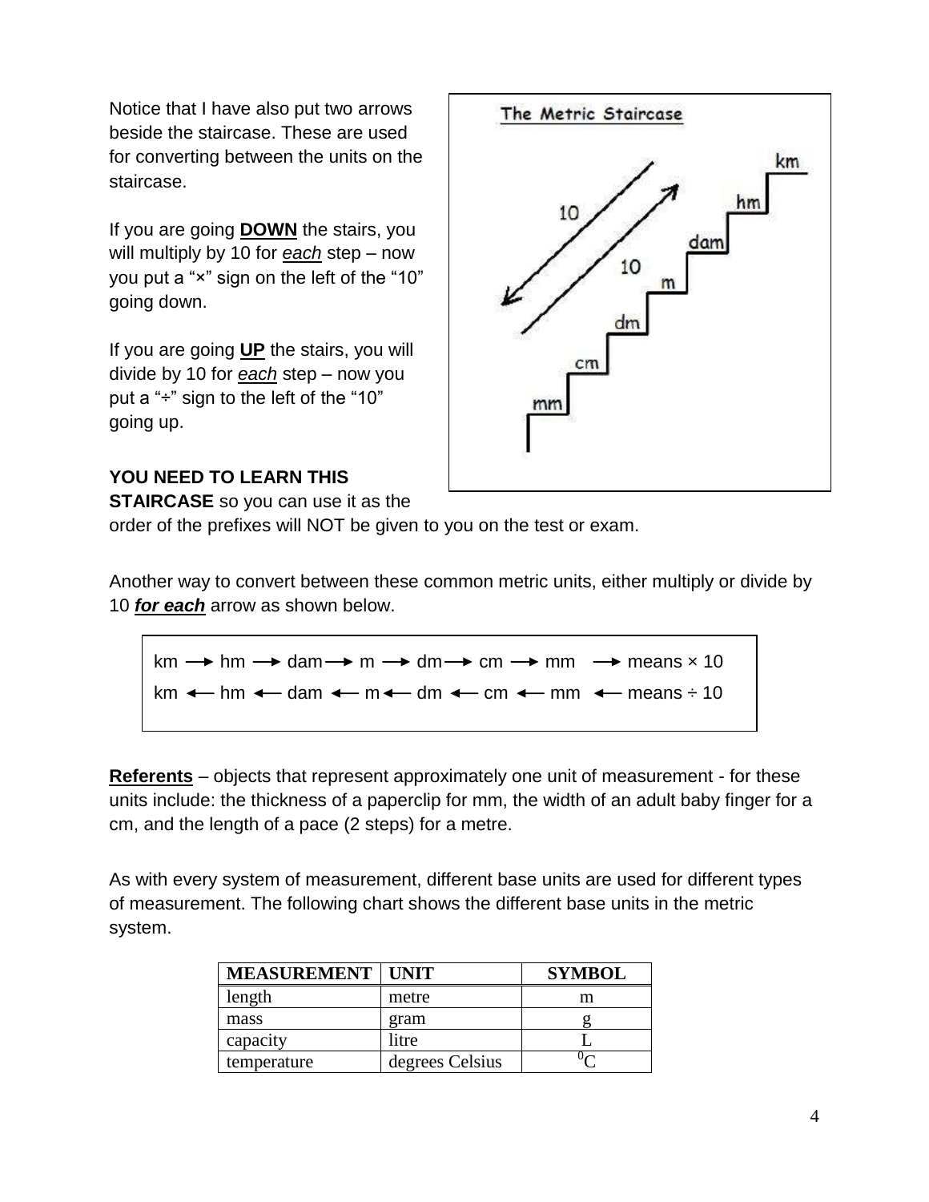Notice that I have also put two arrows beside the staircase. These are used for converting between the units on the staircase.

If you are going **DOWN** the stairs, you will multiply by 10 for *each* step – now you put a "×" sign on the left of the "10" going down.

If you are going **UP** the stairs, you will divide by 10 for *each* step – now you put a "÷" sign to the left of the "10" going up.

**YOU NEED TO LEARN THIS STAIRCASE** so you can use it as the order of the prefixes will NOT be given to you on the test or exam.

Another way to convert between these common metric units, either multiply or divide by 10 ***for each*** arrow as shown below.

km → hm → dam → m → dm → cm → mm    → means × 10

km ← hm ← dam ← m ← dm ← cm ← mm    ← means ÷ 10

**Referents** – objects that represent approximately one unit of measurement - for these units include: the thickness of a paperclip for mm, the width of an adult baby finger for a cm, and the length of a pace (2 steps) for a metre.

As with every system of measurement, different base units are used for different types of measurement. The following chart shows the different base units in the metric system.

| MEASUREMENT | UNIT | SYMBOL |
|---|---|---|
| length | metre | m |
| mass | gram | g |
| capacity | litre | L |
| temperature | degrees Celsius | $^{0}$C |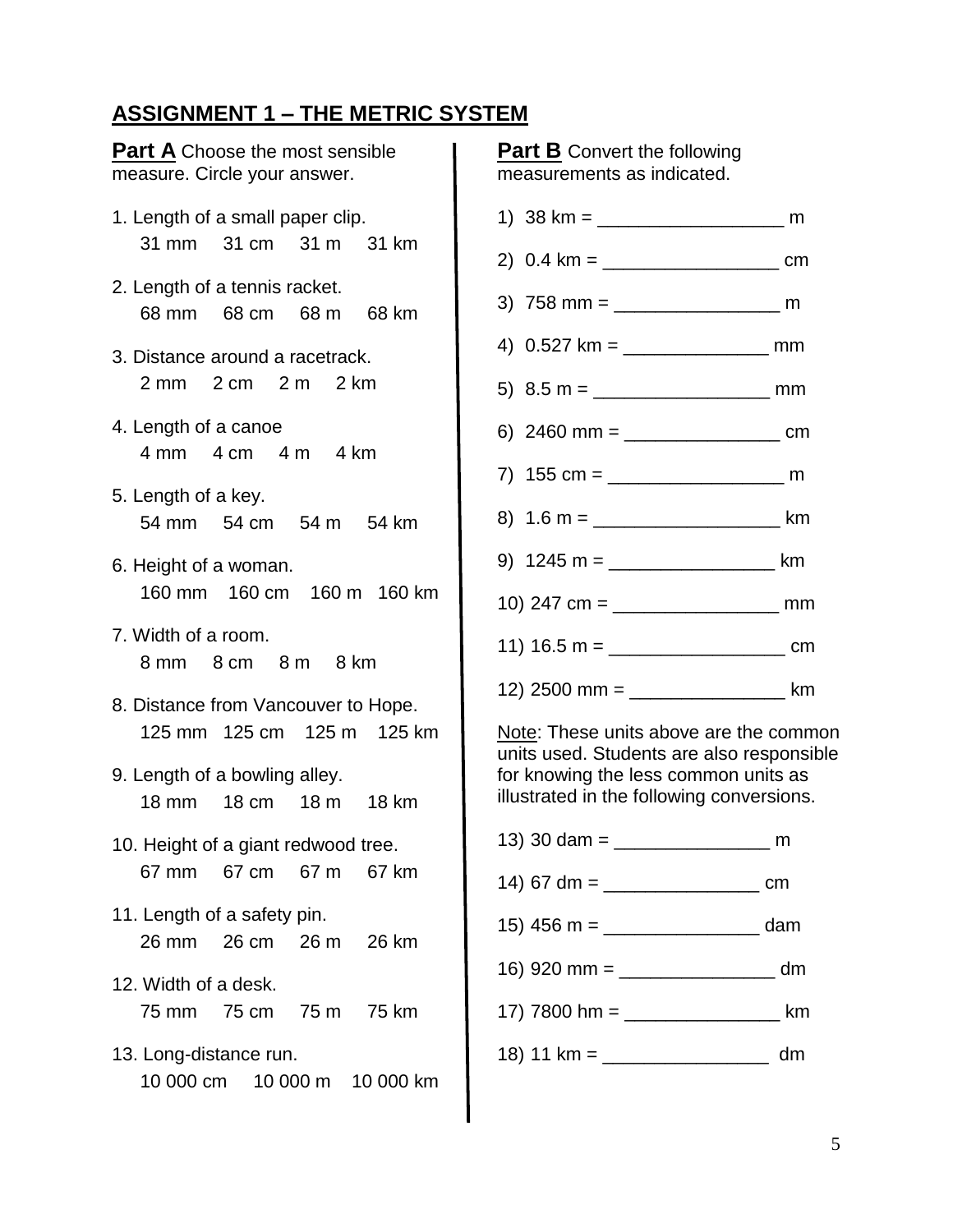## ASSIGNMENT 1 – THE METRIC SYSTEM

**Part A** Choose the most sensible measure. Circle your answer.

1. Length of a small paper clip.
   31 mm   31 cm   31 m   31 km

2. Length of a tennis racket.
   68 mm   68 cm   68 m   68 km

3. Distance around a racetrack.
   2 mm   2 cm   2 m   2 km

4. Length of a canoe
   4 mm   4 cm   4 m   4 km

5. Length of a key.
   54 mm   54 cm   54 m   54 km

6. Height of a woman.
   160 mm   160 cm   160 m   160 km

7. Width of a room.
   8 mm   8 cm   8 m   8 km

8. Distance from Vancouver to Hope.
   125 mm   125 cm   125 m   125 km

9. Length of a bowling alley.
   18 mm   18 cm   18 m   18 km

10. Height of a giant redwood tree.
    67 mm   67 cm   67 m   67 km

11. Length of a safety pin.
    26 mm   26 cm   26 m   26 km

12. Width of a desk.
    75 mm   75 cm   75 m   75 km

13. Long-distance run.
    10 000 cm   10 000 m   10 000 km

**Part B** Convert the following measurements as indicated.

1) 38 km = __________________ m

2) 0.4 km = _________________ cm

3) 758 mm = ________________ m

4) 0.527 km = ______________ mm

5) 8.5 m = _________________ mm

6) 2460 mm = _______________ cm

7) 155 cm = _________________ m

8) 1.6 m = __________________ km

9) 1245 m = ________________ km

10) 247 cm = ________________ mm

11) 16.5 m = _________________ cm

12) 2500 mm = _______________ km

Note: These units above are the common units used. Students are also responsible for knowing the less common units as illustrated in the following conversions.

13) 30 dam = _______________ m

14) 67 dm = _______________ cm

15) 456 m = _______________ dam

16) 920 mm = _______________ dm

17) 7800 hm = _______________ km

18) 11 km = ________________ dm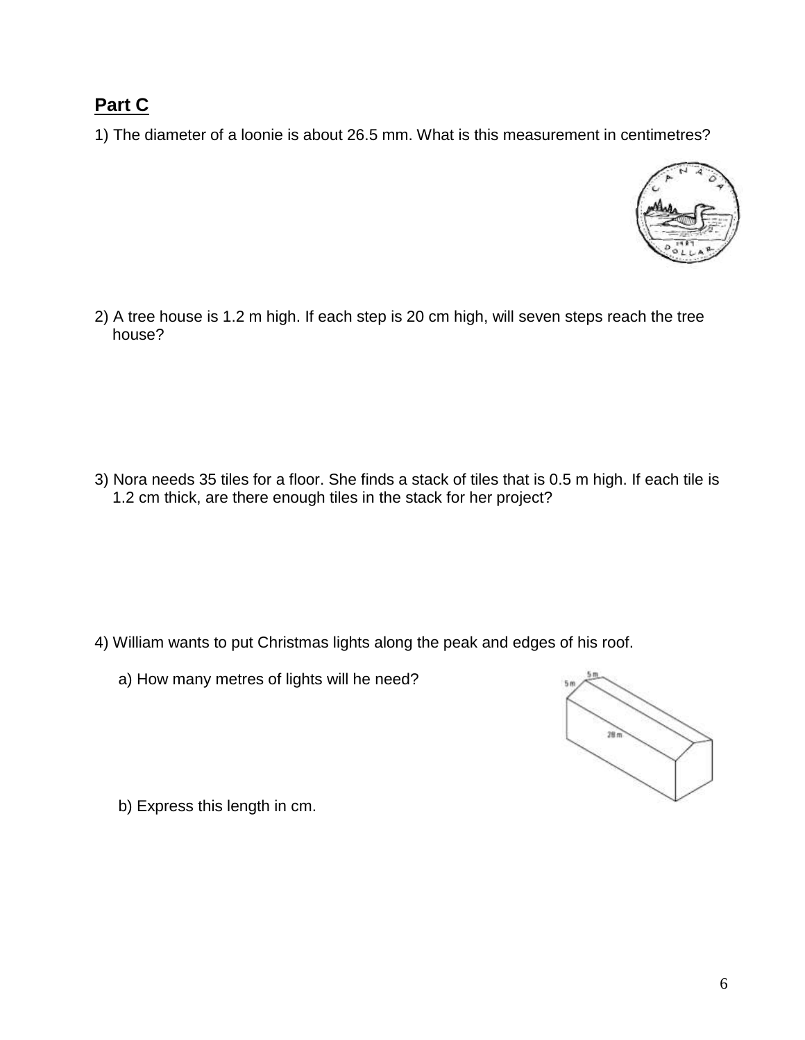## Part C

1) The diameter of a loonie is about 26.5 mm. What is this measurement in centimetres?

2) A tree house is 1.2 m high. If each step is 20 cm high, will seven steps reach the tree house?

3) Nora needs 35 tiles for a floor. She finds a stack of tiles that is 0.5 m high. If each tile is 1.2 cm thick, are there enough tiles in the stack for her project?

4) William wants to put Christmas lights along the peak and edges of his roof.

a) How many metres of lights will he need?

b) Express this length in cm.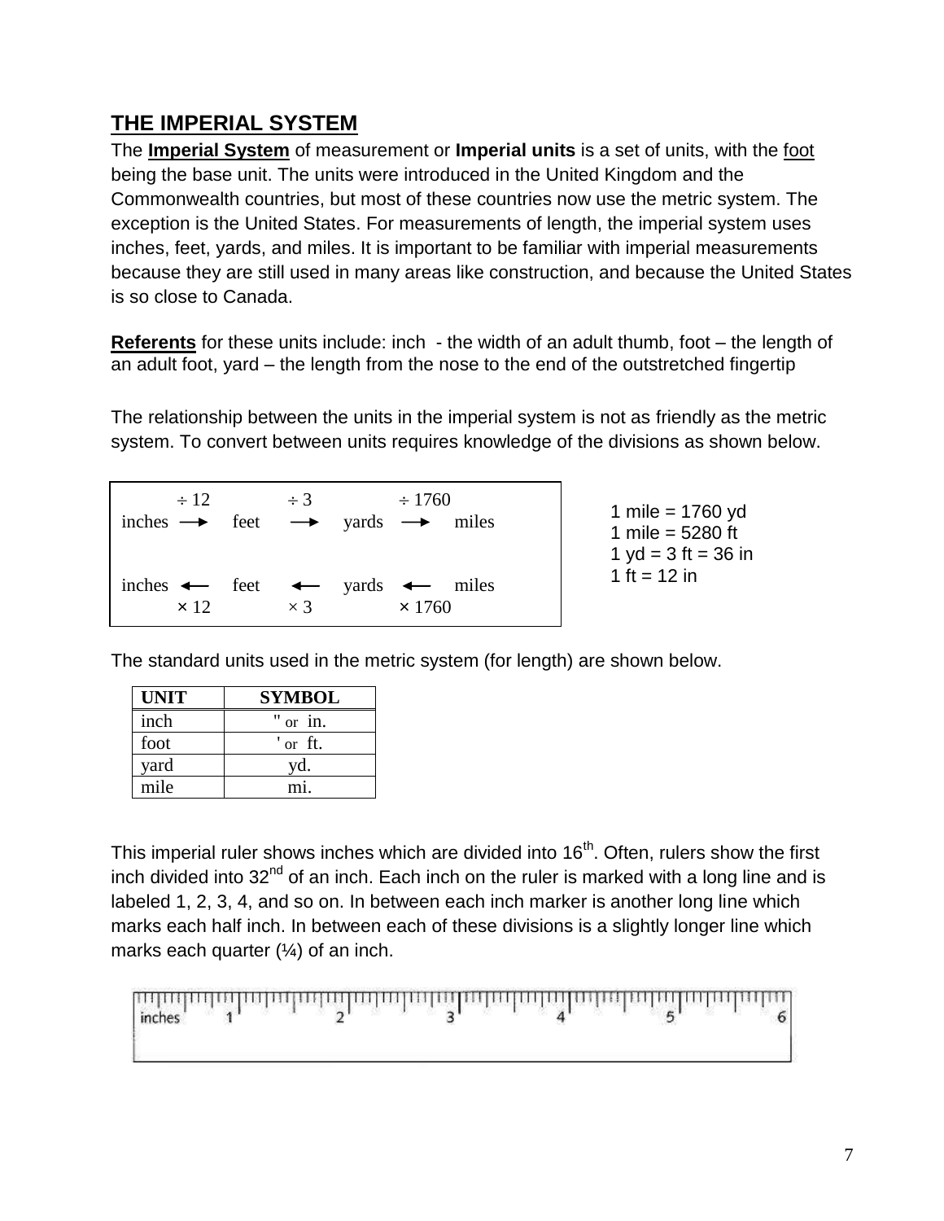## THE IMPERIAL SYSTEM

The **Imperial System** of measurement or **Imperial units** is a set of units, with the foot being the base unit. The units were introduced in the United Kingdom and the Commonwealth countries, but most of these countries now use the metric system. The exception is the United States. For measurements of length, the imperial system uses inches, feet, yards, and miles. It is important to be familiar with imperial measurements because they are still used in many areas like construction, and because the United States is so close to Canada.

**Referents** for these units include: inch - the width of an adult thumb, foot – the length of an adult foot, yard – the length from the nose to the end of the outstretched fingertip

The relationship between the units in the imperial system is not as friendly as the metric system. To convert between units requires knowledge of the divisions as shown below.

$$\text{inches} \xrightarrow{\div 12} \text{feet} \xrightarrow{\div 3} \text{yards} \xrightarrow{\div 1760} \text{miles}$$

$$\text{inches} \xleftarrow[\times 12]{} \text{feet} \xleftarrow[\times 3]{} \text{yards} \xleftarrow[\times 1760]{} \text{miles}$$

1 mile = 1760 yd
1 mile = 5280 ft
1 yd = 3 ft = 36 in
1 ft = 12 in

The standard units used in the metric system (for length) are shown below.

| UNIT | SYMBOL |
|---|---|
| inch | " or in. |
| foot | ' or ft. |
| yard | yd. |
| mile | mi. |

This imperial ruler shows inches which are divided into 16th. Often, rulers show the first inch divided into 32nd of an inch. Each inch on the ruler is marked with a long line and is labeled 1, 2, 3, 4, and so on. In between each inch marker is another long line which marks each half inch. In between each of these divisions is a slightly longer line which marks each quarter (¼) of an inch.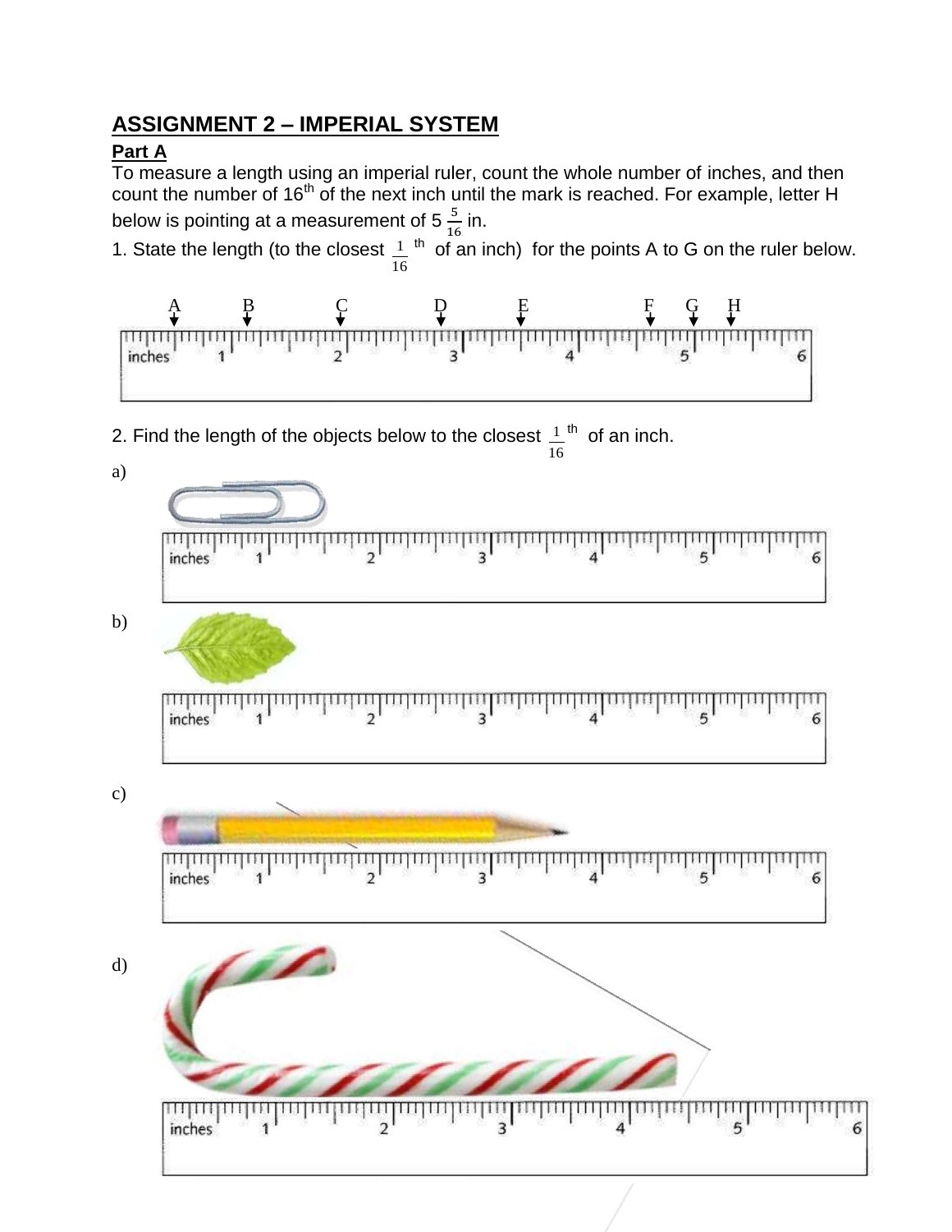## ASSIGNMENT 2 – IMPERIAL SYSTEM

### Part A

To measure a length using an imperial ruler, count the whole number of inches, and then count the number of 16th of the next inch until the mark is reached. For example, letter H below is pointing at a measurement of 5 $\frac{5}{16}$ in.

1. State the length (to the closest $\frac{1}{16}$ th of an inch) for the points A to G on the ruler below.

A B C D E F G H

inches 1 2 3 4 5 6

2. Find the length of the objects below to the closest $\frac{1}{16}$ th of an inch.

a)

inches 1 2 3 4 5 6

b)

inches 1 2 3 4 5 6

c)

inches 1 2 3 4 5 6

d)

inches 1 2 3 4 5 6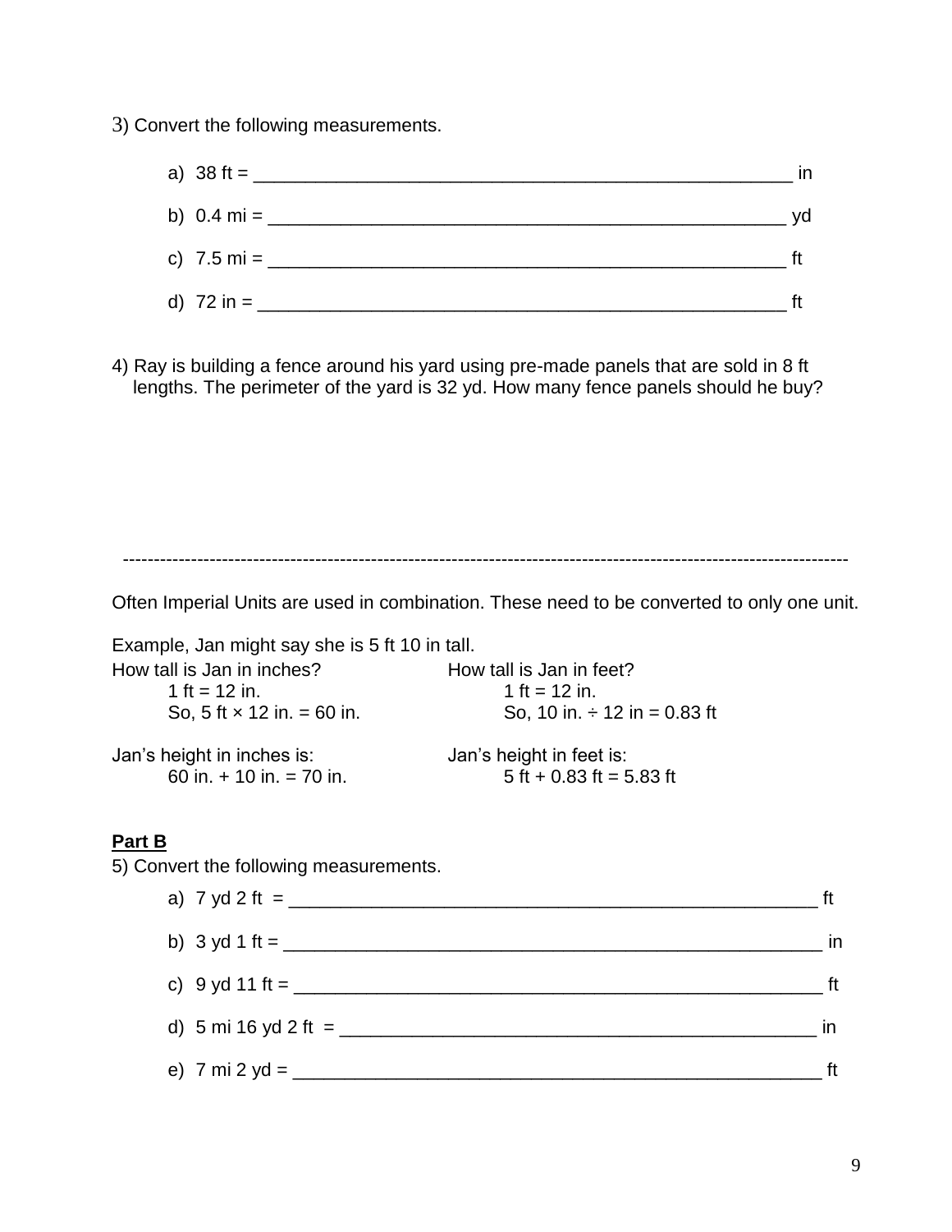3) Convert the following measurements.

a) 38 ft = ______________________________________________________ in

b) 0.4 mi = ____________________________________________________ yd

c) 7.5 mi = ____________________________________________________ ft

d) 72 in = _____________________________________________________ ft

4) Ray is building a fence around his yard using pre-made panels that are sold in 8 ft lengths. The perimeter of the yard is 32 yd. How many fence panels should he buy?

---

Often Imperial Units are used in combination. These need to be converted to only one unit.

Example, Jan might say she is 5 ft 10 in tall.

How tall is Jan in inches?

1 ft = 12 in.
So, 5 ft × 12 in. = 60 in.

Jan's height in inches is:
60 in. + 10 in. = 70 in.

How tall is Jan in feet?

1 ft = 12 in.
So, 10 in. ÷ 12 in = 0.83 ft

Jan's height in feet is:
5 ft + 0.83 ft = 5.83 ft

**Part B**

5) Convert the following measurements.

a) 7 yd 2 ft = ____________________________________________________ ft

b) 3 yd 1 ft = _____________________________________________________ in

c) 9 yd 11 ft = ____________________________________________________ ft

d) 5 mi 16 yd 2 ft = _______________________________________________ in

e) 7 mi 2 yd = ____________________________________________________ ft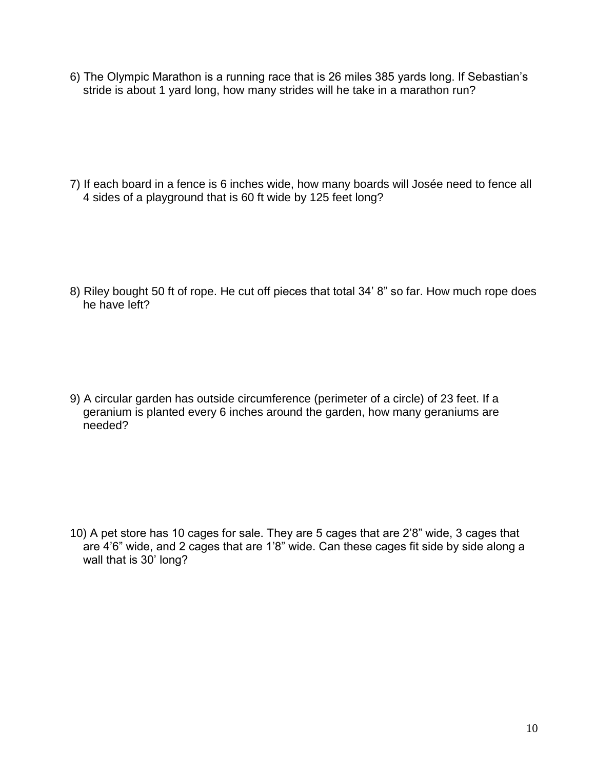6) The Olympic Marathon is a running race that is 26 miles 385 yards long. If Sebastian's stride is about 1 yard long, how many strides will he take in a marathon run?

7) If each board in a fence is 6 inches wide, how many boards will Josée need to fence all 4 sides of a playground that is 60 ft wide by 125 feet long?

8) Riley bought 50 ft of rope. He cut off pieces that total 34' 8" so far. How much rope does he have left?

9) A circular garden has outside circumference (perimeter of a circle) of 23 feet. If a geranium is planted every 6 inches around the garden, how many geraniums are needed?

10) A pet store has 10 cages for sale. They are 5 cages that are 2'8" wide, 3 cages that are 4'6" wide, and 2 cages that are 1'8" wide. Can these cages fit side by side along a wall that is 30' long?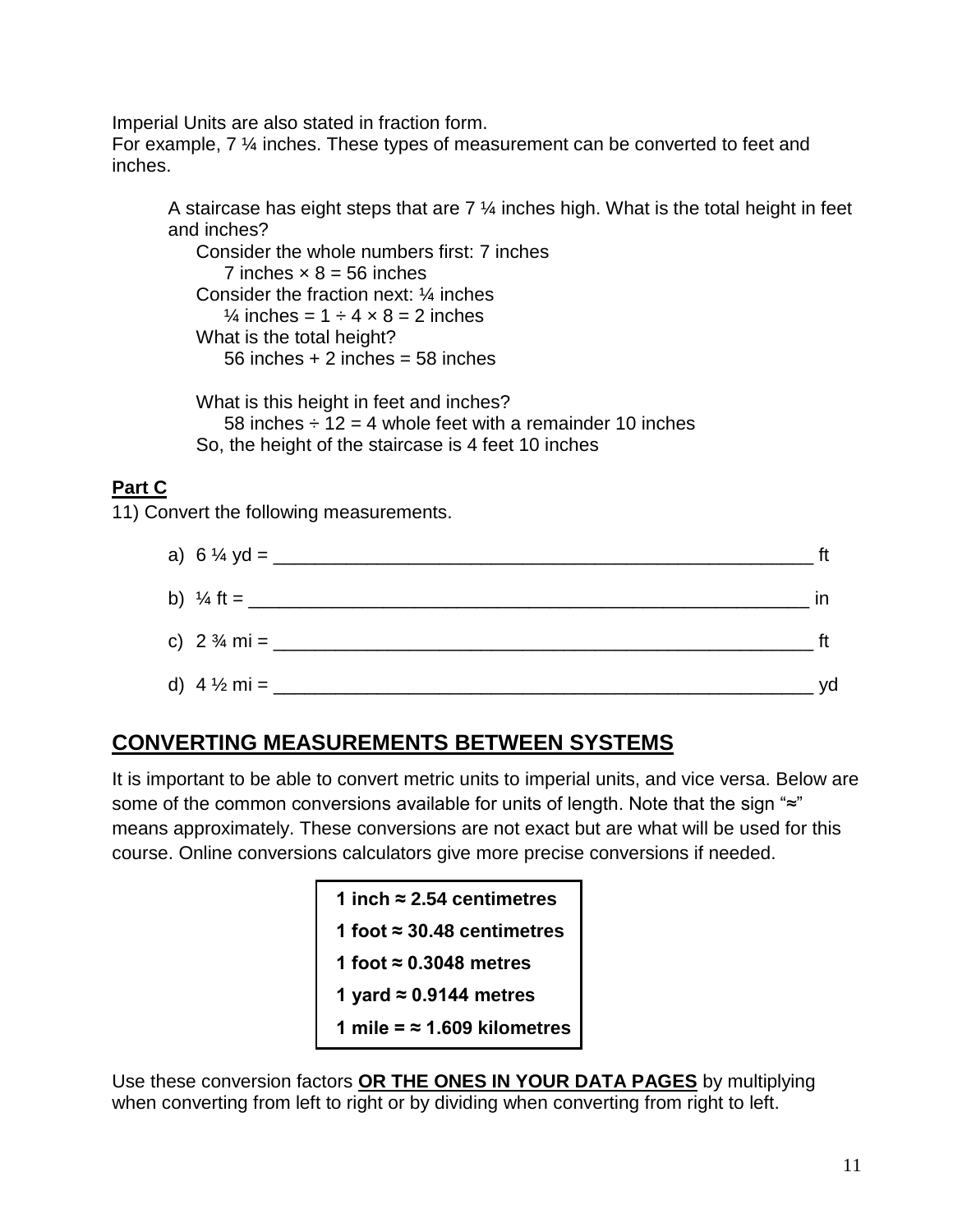Imperial Units are also stated in fraction form.
For example, 7 ¼ inches. These types of measurement can be converted to feet and inches.

> A staircase has eight steps that are 7 ¼ inches high. What is the total height in feet and inches?
>
> Consider the whole numbers first: 7 inches
>
> 7 inches × 8 = 56 inches
>
> Consider the fraction next: ¼ inches
>
> ¼ inches = 1 ÷ 4 × 8 = 2 inches
>
> What is the total height?
>
> 56 inches + 2 inches = 58 inches
>
> What is this height in feet and inches?
>
> 58 inches ÷ 12 = 4 whole feet with a remainder 10 inches
>
> So, the height of the staircase is 4 feet 10 inches

**Part C**

11) Convert the following measurements.

a) 6 ¼ yd = ______________________________________________________ ft

b) ¼ ft = ________________________________________________________ in

c) 2 ¾ mi = ______________________________________________________ ft

d) 4 ½ mi = ______________________________________________________ yd

## CONVERTING MEASUREMENTS BETWEEN SYSTEMS

It is important to be able to convert metric units to imperial units, and vice versa. Below are some of the common conversions available for units of length. Note that the sign "≈" means approximately. These conversions are not exact but are what will be used for this course. Online conversions calculators give more precise conversions if needed.

| |
|---|
| **1 inch ≈ 2.54 centimetres** |
| **1 foot ≈ 30.48 centimetres** |
| **1 foot ≈ 0.3048 metres** |
| **1 yard ≈ 0.9144 metres** |
| **1 mile = ≈ 1.609 kilometres** |

Use these conversion factors **OR THE ONES IN YOUR DATA PAGES** by multiplying when converting from left to right or by dividing when converting from right to left.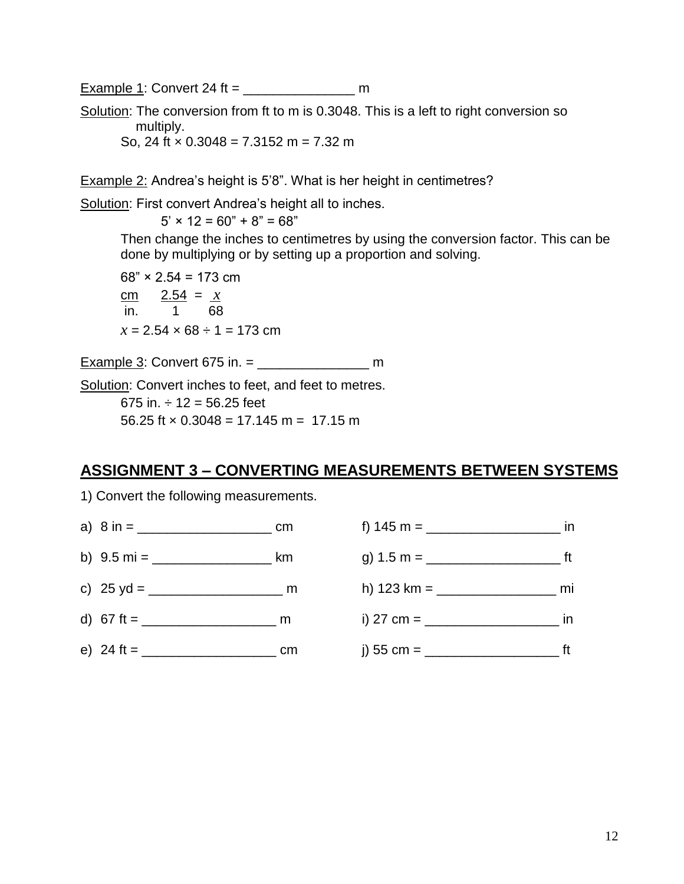Example 1: Convert 24 ft = _______________ m

Solution: The conversion from ft to m is 0.3048. This is a left to right conversion so multiply.

So, 24 ft × 0.3048 = 7.3152 m = 7.32 m

Example 2: Andrea's height is 5'8". What is her height in centimetres?

Solution: First convert Andrea's height all to inches.

5' × 12 = 60" + 8" = 68"

Then change the inches to centimetres by using the conversion factor. This can be done by multiplying or by setting up a proportion and solving.

68" × 2.54 = 173 cm

$$\frac{\text{cm}}{\text{in.}} \quad \frac{2.54}{1} = \frac{x}{68}$$

$x$ = 2.54 × 68 ÷ 1 = 173 cm

Example 3: Convert 675 in. = _______________ m

Solution: Convert inches to feet, and feet to metres.

675 in. ÷ 12 = 56.25 feet

56.25 ft × 0.3048 = 17.145 m = 17.15 m

## ASSIGNMENT 3 – CONVERTING MEASUREMENTS BETWEEN SYSTEMS

1) Convert the following measurements.

a) 8 in = __________________ cm

b) 9.5 mi = ________________ km

c) 25 yd = __________________ m

d) 67 ft = __________________ m

e) 24 ft = __________________ cm

f) 145 m = __________________ in

g) 1.5 m = __________________ ft

h) 123 km = ________________ mi

i) 27 cm = __________________ in

j) 55 cm = __________________ ft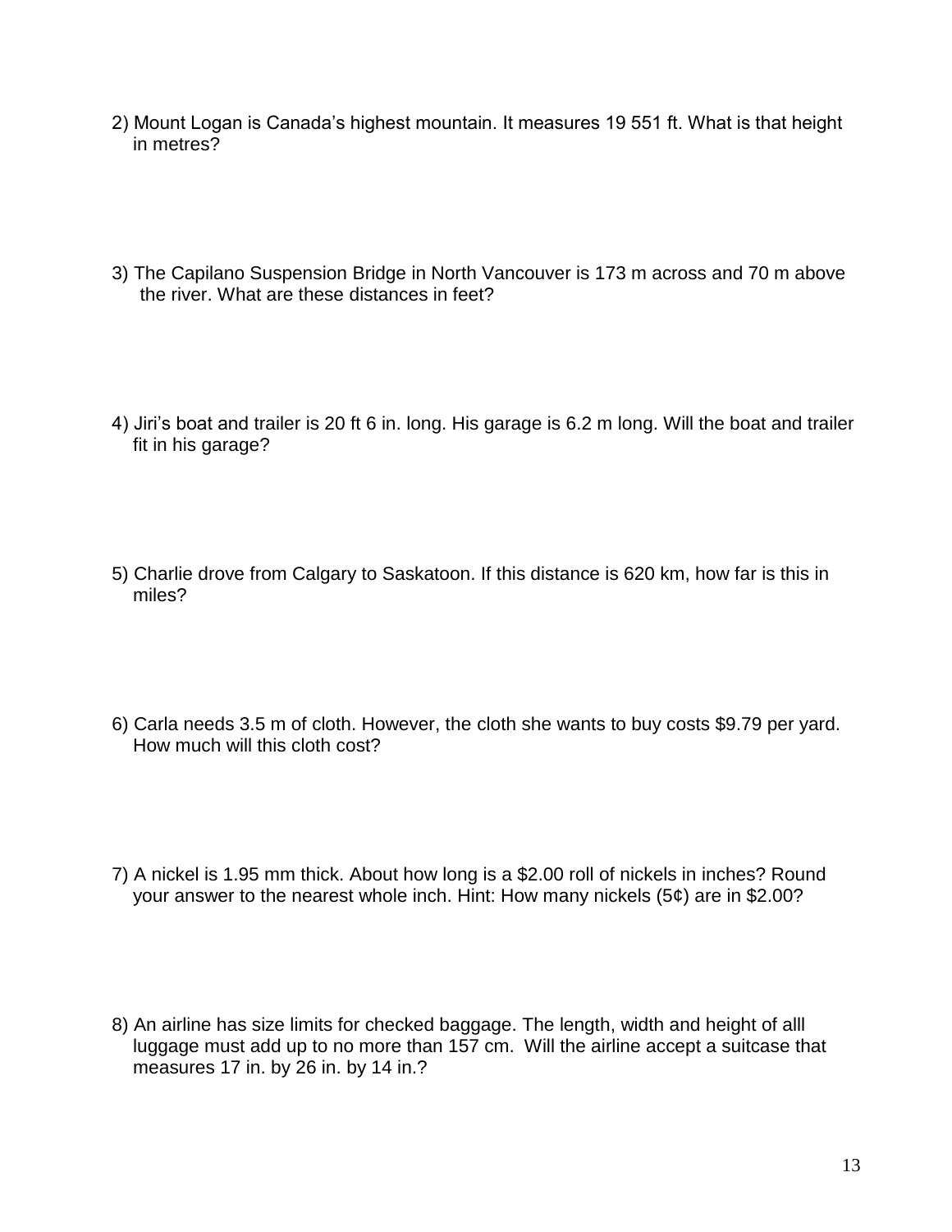2) Mount Logan is Canada's highest mountain. It measures 19 551 ft. What is that height in metres?

3) The Capilano Suspension Bridge in North Vancouver is 173 m across and 70 m above the river. What are these distances in feet?

4) Jiri's boat and trailer is 20 ft 6 in. long. His garage is 6.2 m long. Will the boat and trailer fit in his garage?

5) Charlie drove from Calgary to Saskatoon. If this distance is 620 km, how far is this in miles?

6) Carla needs 3.5 m of cloth. However, the cloth she wants to buy costs $9.79 per yard. How much will this cloth cost?

7) A nickel is 1.95 mm thick. About how long is a $2.00 roll of nickels in inches? Round your answer to the nearest whole inch. Hint: How many nickels (5¢) are in $2.00?

8) An airline has size limits for checked baggage. The length, width and height of alll luggage must add up to no more than 157 cm. Will the airline accept a suitcase that measures 17 in. by 26 in. by 14 in.?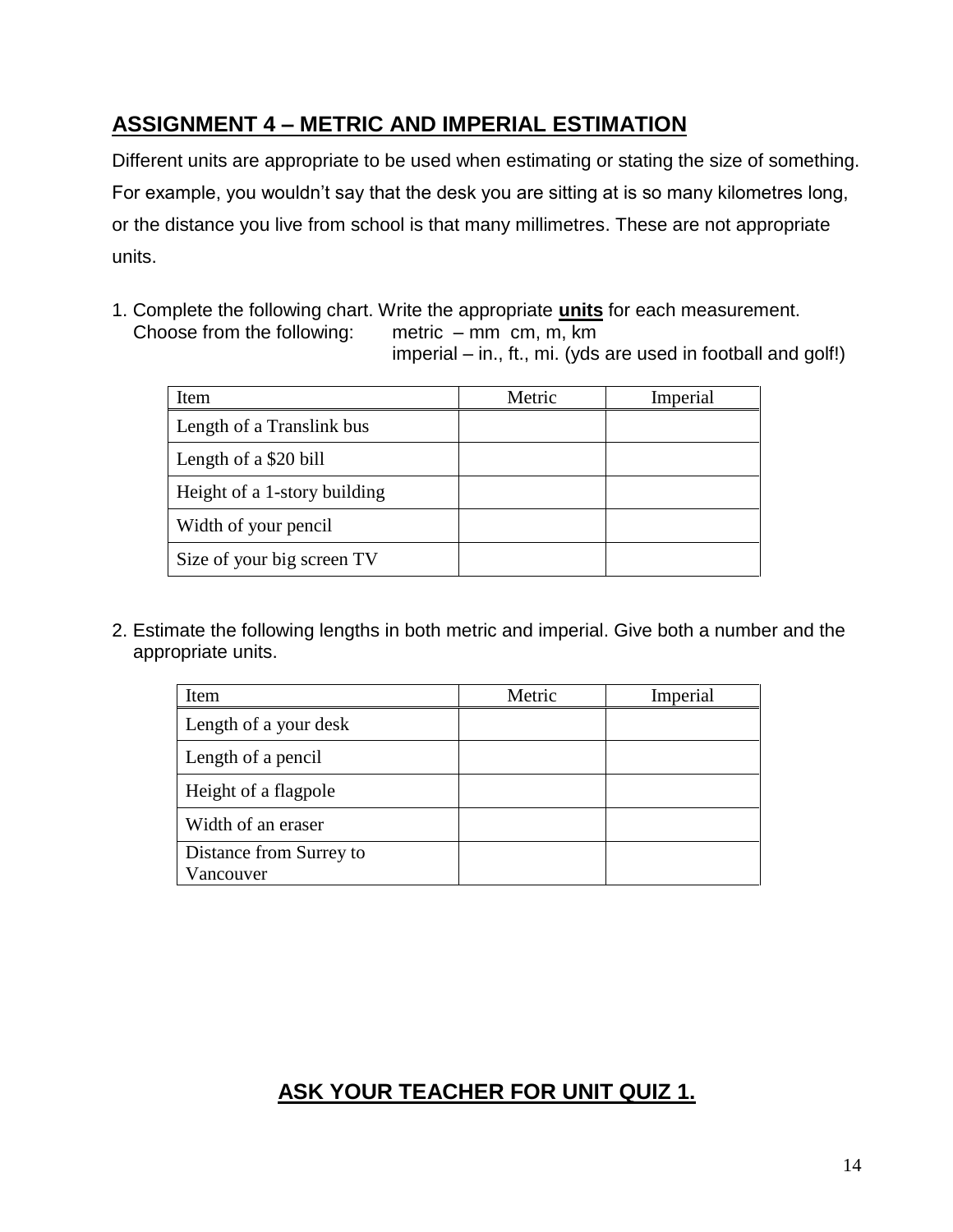## ASSIGNMENT 4 – METRIC AND IMPERIAL ESTIMATION

Different units are appropriate to be used when estimating or stating the size of something. For example, you wouldn't say that the desk you are sitting at is so many kilometres long, or the distance you live from school is that many millimetres. These are not appropriate units.

1. Complete the following chart. Write the appropriate **units** for each measurement.
   Choose from the following: metric – mm cm, m, km
   imperial – in., ft., mi. (yds are used in football and golf!)

| Item | Metric | Imperial |
|---|---|---|
| Length of a Translink bus | | |
| Length of a $20 bill | | |
| Height of a 1-story building | | |
| Width of your pencil | | |
| Size of your big screen TV | | |

2. Estimate the following lengths in both metric and imperial. Give both a number and the appropriate units.

| Item | Metric | Imperial |
|---|---|---|
| Length of a your desk | | |
| Length of a pencil | | |
| Height of a flagpole | | |
| Width of an eraser | | |
| Distance from Surrey to Vancouver | | |

## ASK YOUR TEACHER FOR UNIT QUIZ 1.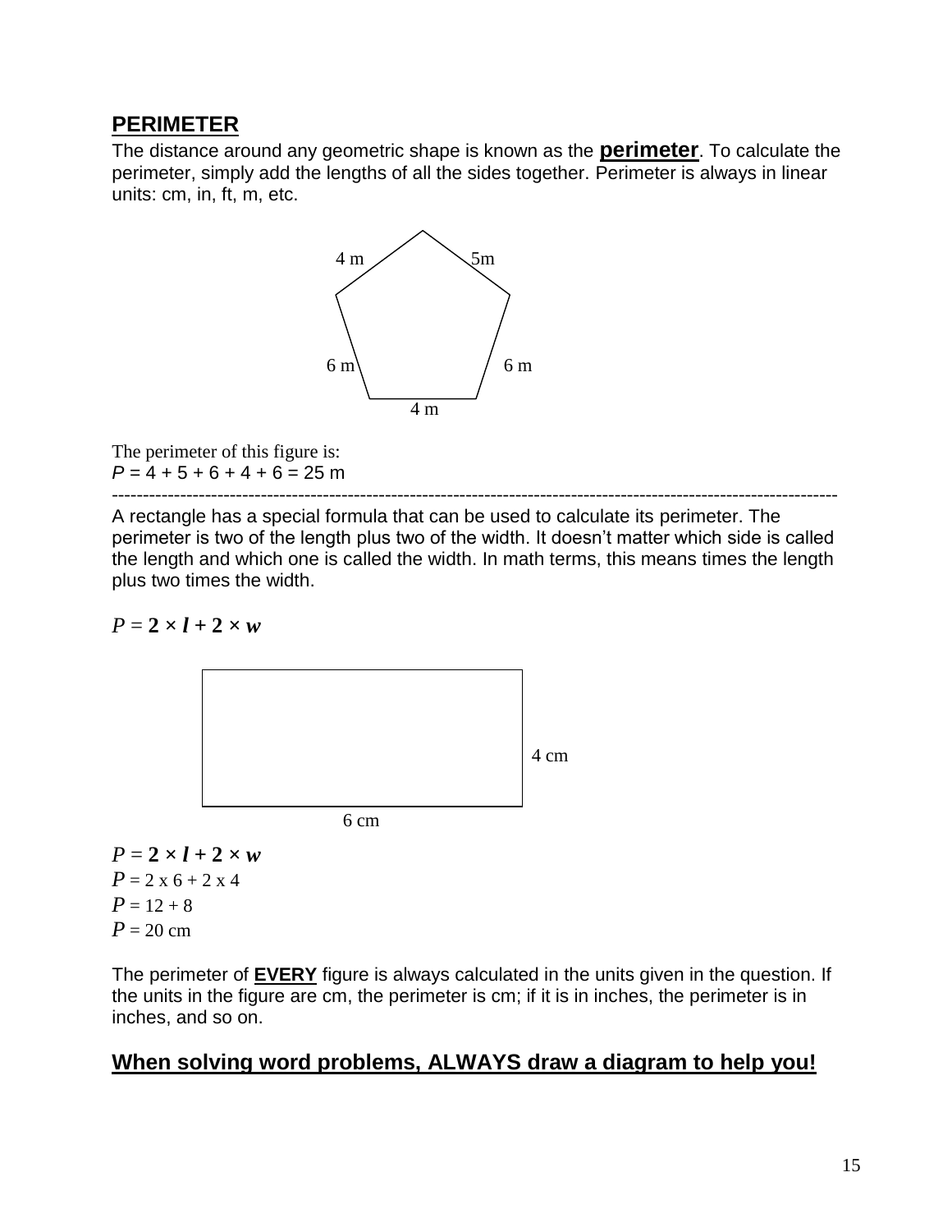## PERIMETER

The distance around any geometric shape is known as the **perimeter**. To calculate the perimeter, simply add the lengths of all the sides together. Perimeter is always in linear units: cm, in, ft, m, etc.

4 m 5m

6 m 6 m

4 m

The perimeter of this figure is:

$P = 4 + 5 + 6 + 4 + 6 = 25$ m

---

A rectangle has a special formula that can be used to calculate its perimeter. The perimeter is two of the length plus two of the width. It doesn't matter which side is called the length and which one is called the width. In math terms, this means times the length plus two times the width.

$P = \mathbf{2} \times \boldsymbol{l} + \mathbf{2} \times \boldsymbol{w}$

4 cm

6 cm

$P = \mathbf{2} \times \boldsymbol{l} + \mathbf{2} \times \boldsymbol{w}$

$P = 2 \times 6 + 2 \times 4$

$P = 12 + 8$

$P = 20$ cm

The perimeter of **EVERY** figure is always calculated in the units given in the question. If the units in the figure are cm, the perimeter is cm; if it is in inches, the perimeter is in inches, and so on.

## When solving word problems, ALWAYS draw a diagram to help you!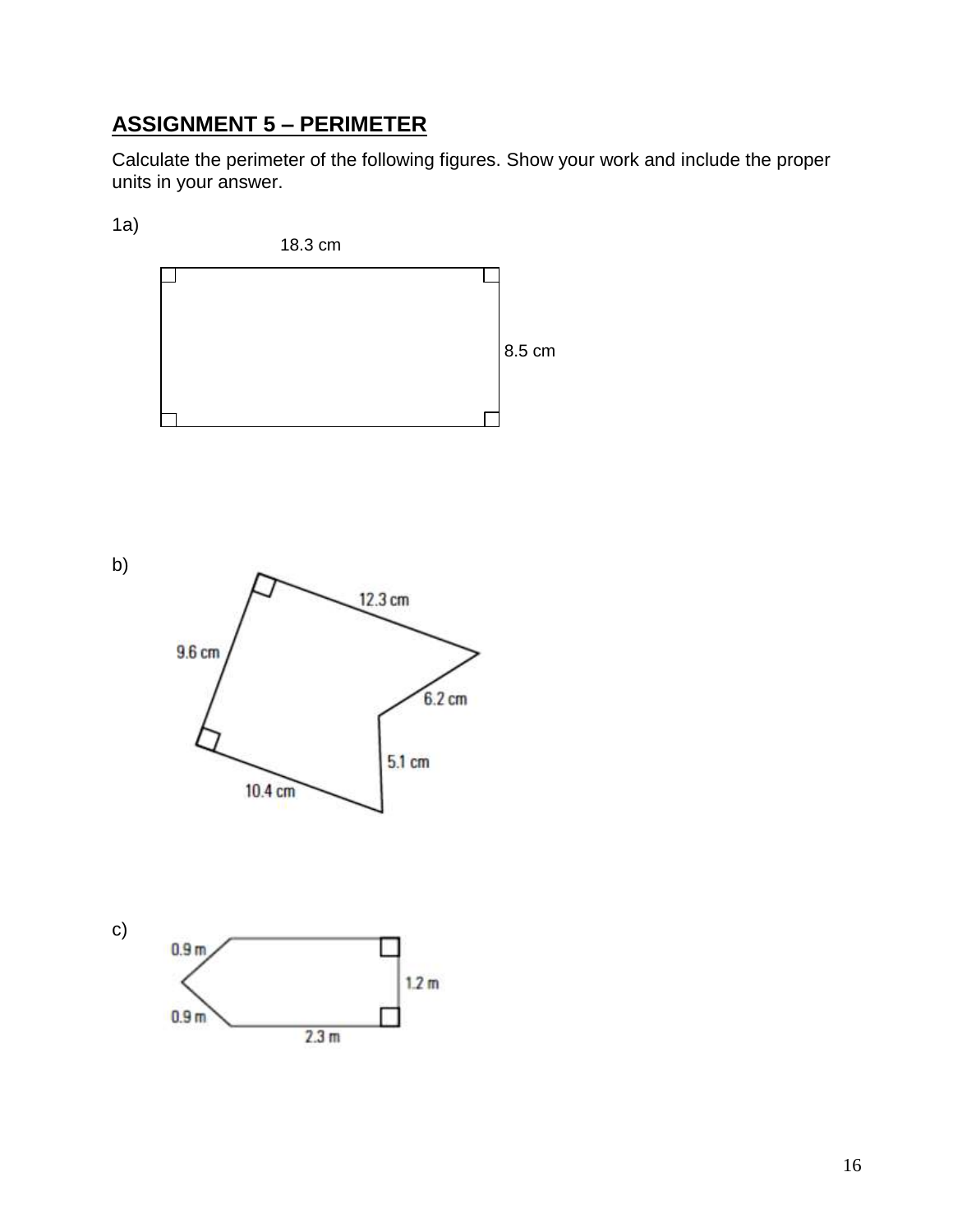## ASSIGNMENT 5 – PERIMETER

Calculate the perimeter of the following figures. Show your work and include the proper units in your answer.

1a)

18.3 cm

8.5 cm

b)

12.3 cm

9.6 cm

6.2 cm

5.1 cm

10.4 cm

c)

0.9 m

1.2 m

0.9 m

2.3 m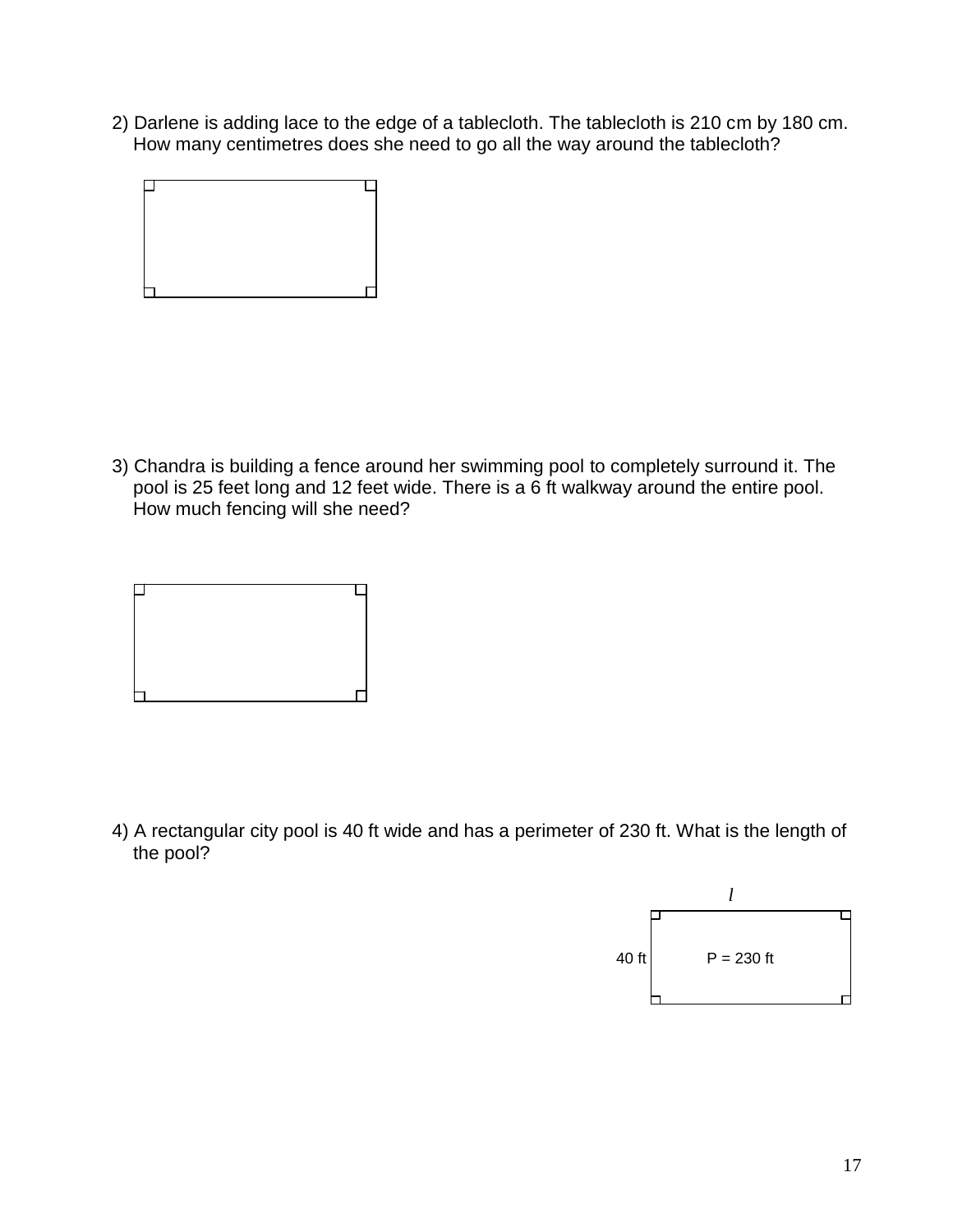2) Darlene is adding lace to the edge of a tablecloth. The tablecloth is 210 cm by 180 cm. How many centimetres does she need to go all the way around the tablecloth?

3) Chandra is building a fence around her swimming pool to completely surround it. The pool is 25 feet long and 12 feet wide. There is a 6 ft walkway around the entire pool. How much fencing will she need?

4) A rectangular city pool is 40 ft wide and has a perimeter of 230 ft. What is the length of the pool?

$l$

40 ft

P = 230 ft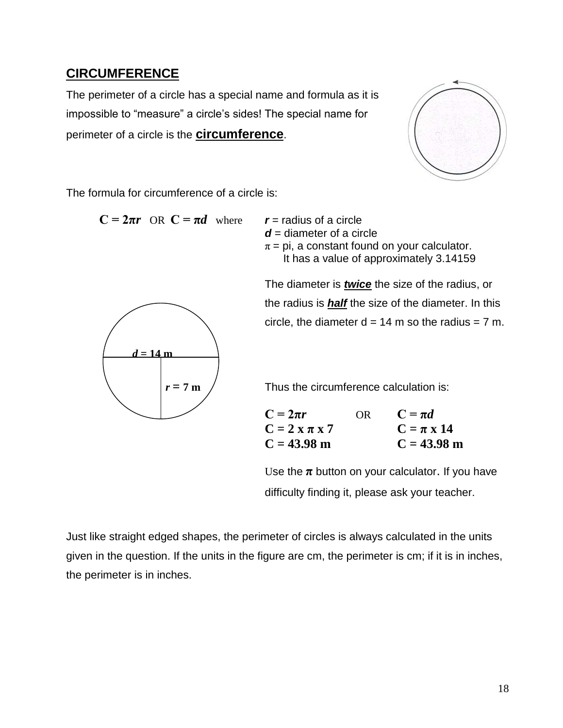## CIRCUMFERENCE

The perimeter of a circle has a special name and formula as it is impossible to "measure" a circle's sides! The special name for perimeter of a circle is the **circumference**.

The formula for circumference of a circle is:

$\mathbf{C = 2\pi r}$ OR $\mathbf{C = \pi d}$ where

$r$ = radius of a circle
$d$ = diameter of a circle
$\pi$ = pi, a constant found on your calculator. It has a value of approximately 3.14159

The diameter is ***twice*** the size of the radius, or the radius is ***half*** the size of the diameter. In this circle, the diameter d = 14 m so the radius = 7 m.

$d$ = 14 m

$r$ = 7 m

Thus the circumference calculation is:

| $C = 2\pi r$ | OR | $C = \pi d$ |
|---|---|---|
| $C = 2 \times \pi \times 7$ | | $C = \pi \times 14$ |
| $C = 43.98$ m | | $C = 43.98$ m |

Use the $\pi$ button on your calculator. If you have difficulty finding it, please ask your teacher.

Just like straight edged shapes, the perimeter of circles is always calculated in the units given in the question. If the units in the figure are cm, the perimeter is cm; if it is in inches, the perimeter is in inches.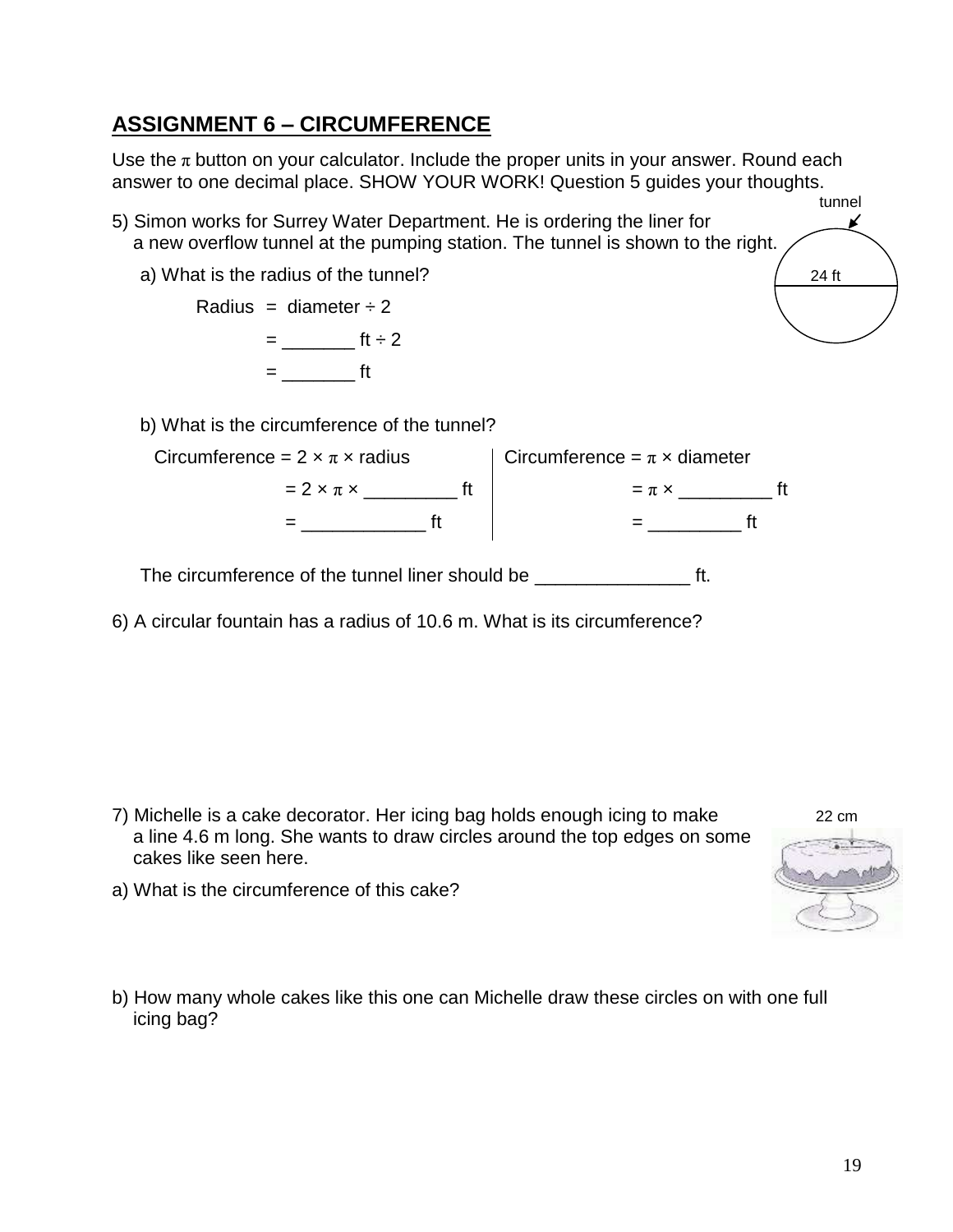## ASSIGNMENT 6 – CIRCUMFERENCE

Use the $\pi$ button on your calculator. Include the proper units in your answer. Round each answer to one decimal place. SHOW YOUR WORK! Question 5 guides your thoughts.

tunnel

5) Simon works for Surrey Water Department. He is ordering the liner for a new overflow tunnel at the pumping station. The tunnel is shown to the right.

24 ft

a) What is the radius of the tunnel?

Radius = diameter ÷ 2

= _______ ft ÷ 2

= _______ ft

b) What is the circumference of the tunnel?

| Circumference = 2 × $\pi$ × radius | Circumference = $\pi$ × diameter |
|---|---|
| = 2 × $\pi$ × _________ ft | = $\pi$ × _________ ft |
| = ____________ ft | = _________ ft |

The circumference of the tunnel liner should be _______________ ft.

6) A circular fountain has a radius of 10.6 m. What is its circumference?

7) Michelle is a cake decorator. Her icing bag holds enough icing to make a line 4.6 m long. She wants to draw circles around the top edges on some cakes like seen here.

22 cm

a) What is the circumference of this cake?

b) How many whole cakes like this one can Michelle draw these circles on with one full icing bag?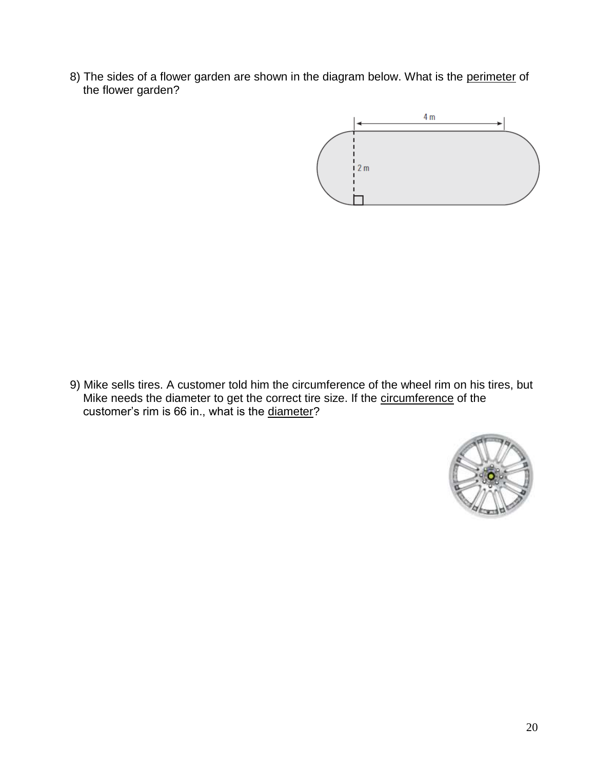8) The sides of a flower garden are shown in the diagram below. What is the perimeter of the flower garden?

9) Mike sells tires. A customer told him the circumference of the wheel rim on his tires, but Mike needs the diameter to get the correct tire size. If the circumference of the customer's rim is 66 in., what is the diameter?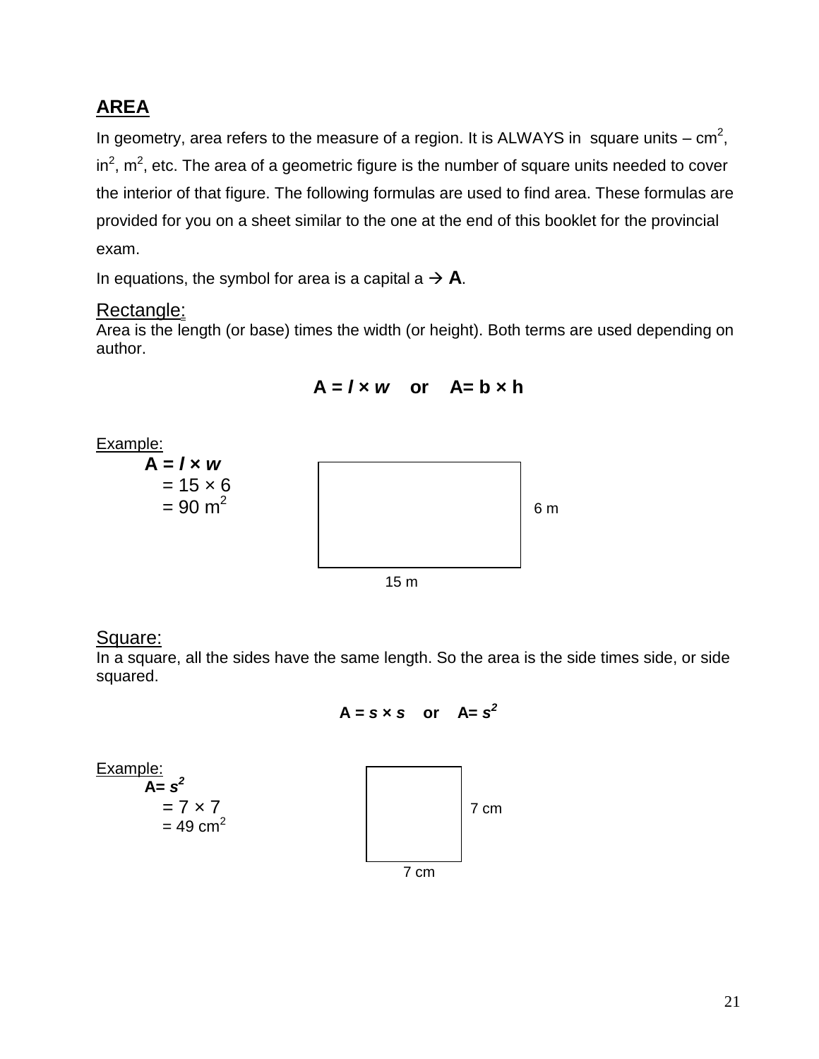## AREA

In geometry, area refers to the measure of a region. It is ALWAYS in square units – $cm^2$, $in^2$, $m^2$, etc. The area of a geometric figure is the number of square units needed to cover the interior of that figure. The following formulas are used to find area. These formulas are provided for you on a sheet similar to the one at the end of this booklet for the provincial exam.

In equations, the symbol for area is a capital a → **A**.

### Rectangle:

Area is the length (or base) times the width (or height). Both terms are used depending on author.

$$A = l \times w \quad \text{or} \quad A = b \times h$$

Example:

$A = l \times w$
$= 15 \times 6$
$= 90 \text{ m}^2$

6 m

15 m

### Square:

In a square, all the sides have the same length. So the area is the side times side, or side squared.

$$A = s \times s \quad \text{or} \quad A = s^2$$

Example:

$A = s^2$
$= 7 \times 7$
$= 49 \text{ cm}^2$

7 cm

7 cm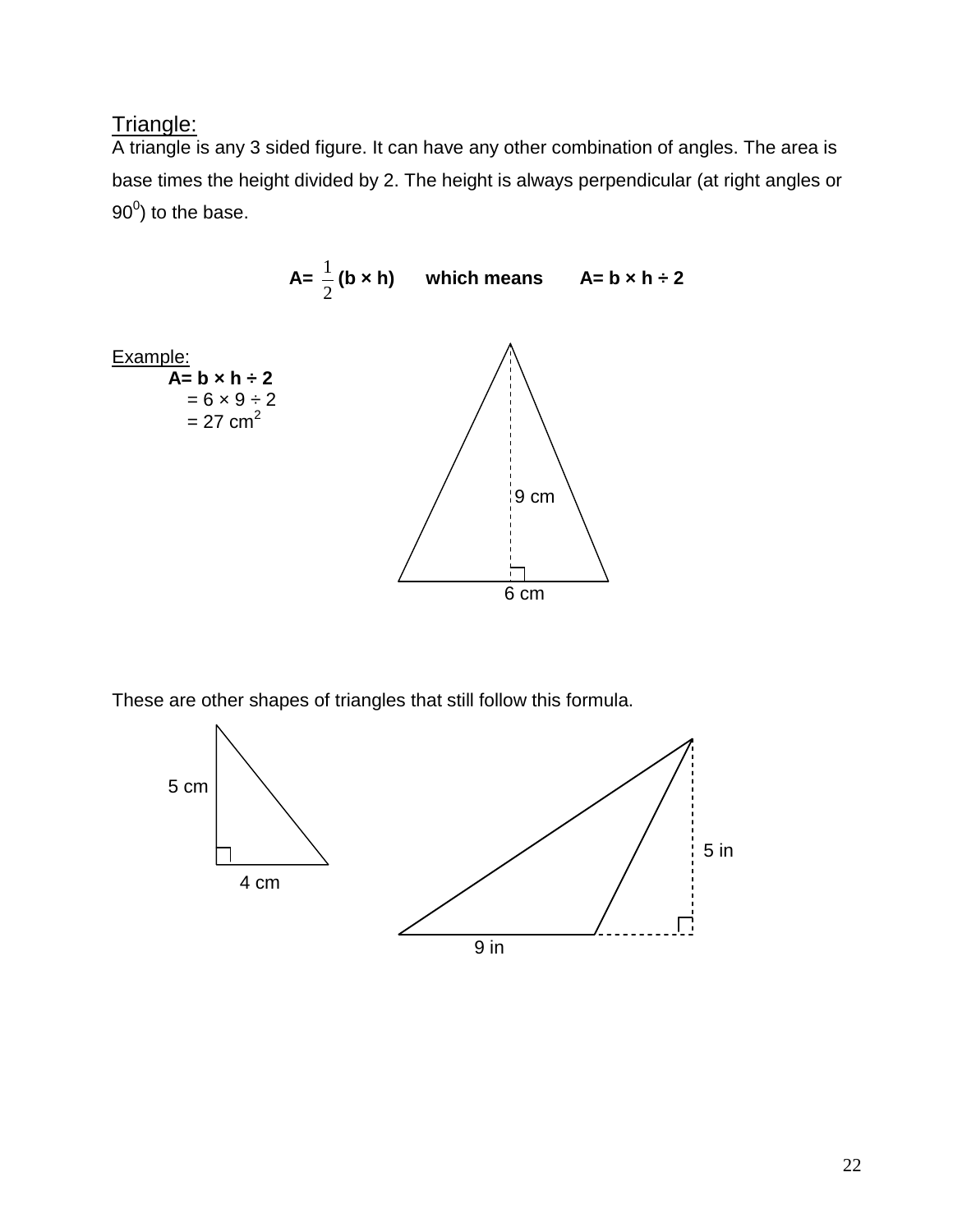## Triangle:

A triangle is any 3 sided figure. It can have any other combination of angles. The area is base times the height divided by 2. The height is always perpendicular (at right angles or $90^0$) to the base.

$$A = \frac{1}{2}(b \times h) \quad \text{which means} \quad A = b \times h \div 2$$

Example:

**A= b × h ÷ 2**

= 6 × 9 ÷ 2

= 27 $cm^2$

9 cm

6 cm

These are other shapes of triangles that still follow this formula.

5 cm

4 cm

5 in

9 in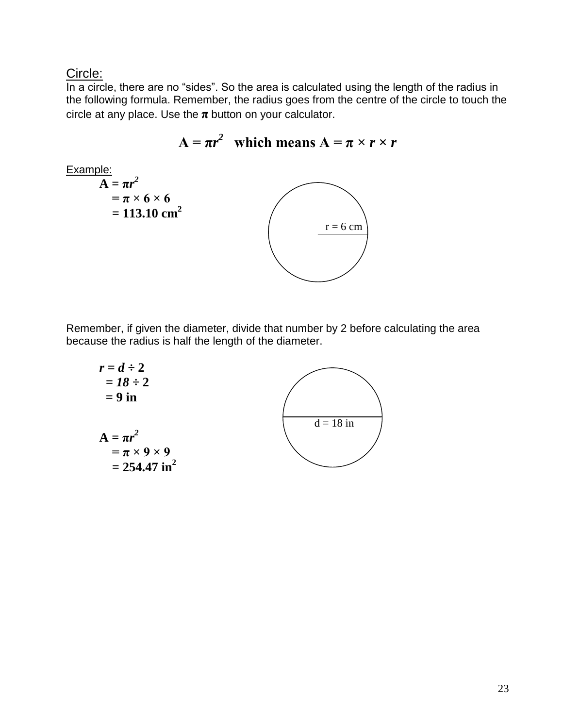## Circle:

In a circle, there are no "sides". So the area is calculated using the length of the radius in the following formula. Remember, the radius goes from the centre of the circle to touch the circle at any place. Use the **π** button on your calculator.

$$A = \pi r^2 \quad \text{which means } A = \pi \times r \times r$$

Example:

$$\begin{aligned} A &= \pi r^2 \\ &= \pi \times 6 \times 6 \\ &= 113.10 \text{ cm}^2 \end{aligned}$$

r = 6 cm

Remember, if given the diameter, divide that number by 2 before calculating the area because the radius is half the length of the diameter.

$$\begin{aligned} r &= d \div 2 \\ &= 18 \div 2 \\ &= 9 \text{ in} \end{aligned}$$

d = 18 in

$$\begin{aligned} A &= \pi r^2 \\ &= \pi \times 9 \times 9 \\ &= 254.47 \text{ in}^2 \end{aligned}$$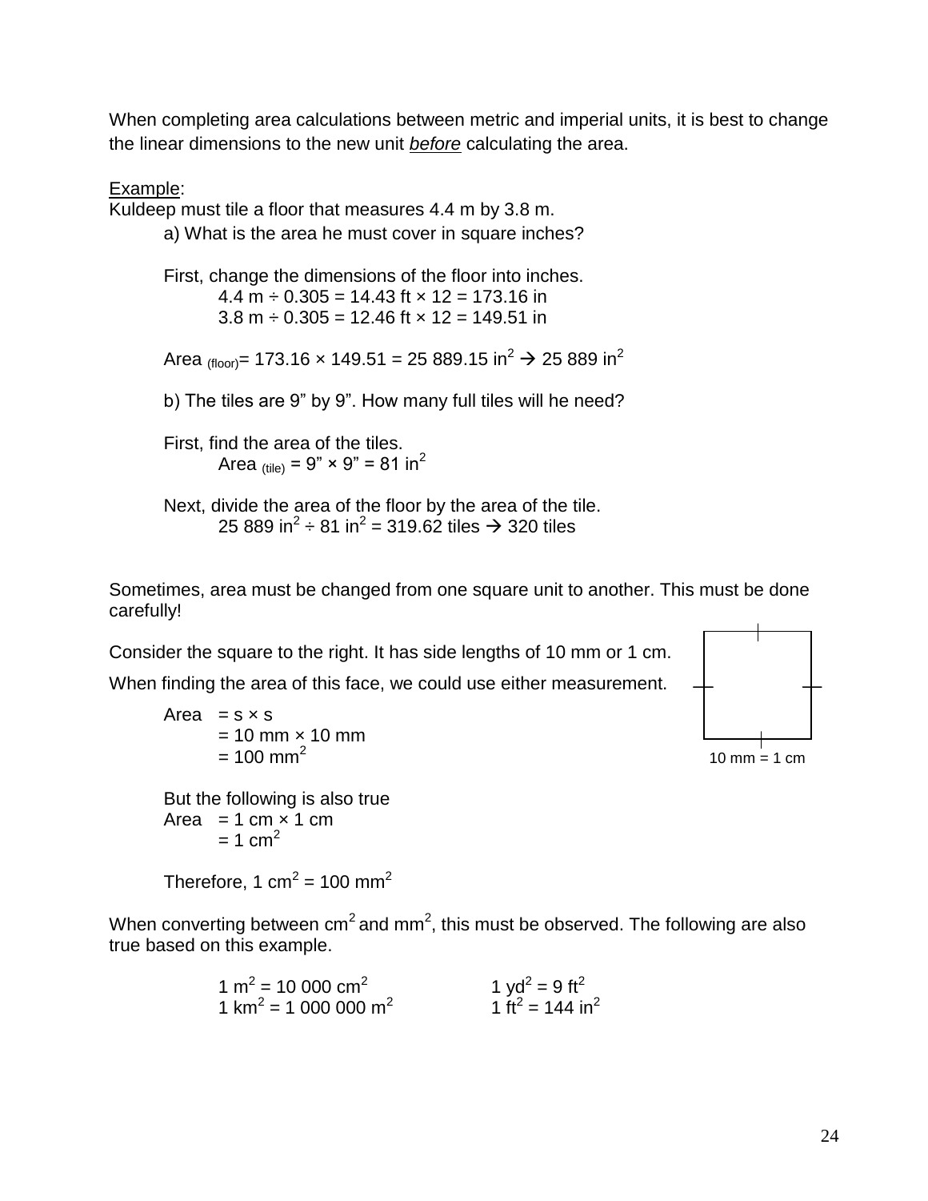When completing area calculations between metric and imperial units, it is best to change the linear dimensions to the new unit ***before*** calculating the area.

Example:

Kuldeep must tile a floor that measures 4.4 m by 3.8 m.

a) What is the area he must cover in square inches?

First, change the dimensions of the floor into inches.

$4.4 \text{ m} \div 0.305 = 14.43 \text{ ft} \times 12 = 173.16 \text{ in}$

$3.8 \text{ m} \div 0.305 = 12.46 \text{ ft} \times 12 = 149.51 \text{ in}$

$\text{Area}_{(floor)} = 173.16 \times 149.51 = 25\,889.15 \text{ in}^2 \rightarrow 25\,889 \text{ in}^2$

b) The tiles are 9" by 9". How many full tiles will he need?

First, find the area of the tiles.

$\text{Area}_{(tile)} = 9" \times 9" = 81 \text{ in}^2$

Next, divide the area of the floor by the area of the tile.

$25\,889 \text{ in}^2 \div 81 \text{ in}^2 = 319.62 \text{ tiles} \rightarrow 320 \text{ tiles}$

Sometimes, area must be changed from one square unit to another. This must be done carefully!

Consider the square to the right. It has side lengths of 10 mm or 1 cm.

When finding the area of this face, we could use either measurement.

10 mm = 1 cm

$\text{Area} = s \times s$
$= 10 \text{ mm} \times 10 \text{ mm}$
$= 100 \text{ mm}^2$

But the following is also true

$\text{Area} = 1 \text{ cm} \times 1 \text{ cm}$
$= 1 \text{ cm}^2$

Therefore, $1 \text{ cm}^2 = 100 \text{ mm}^2$

When converting between $\text{cm}^2$ and $\text{mm}^2$, this must be observed. The following are also true based on this example.

$1 \text{ m}^2 = 10\,000 \text{ cm}^2$ $\qquad$ $1 \text{ yd}^2 = 9 \text{ ft}^2$

$1 \text{ km}^2 = 1\,000\,000 \text{ m}^2$ $\qquad$ $1 \text{ ft}^2 = 144 \text{ in}^2$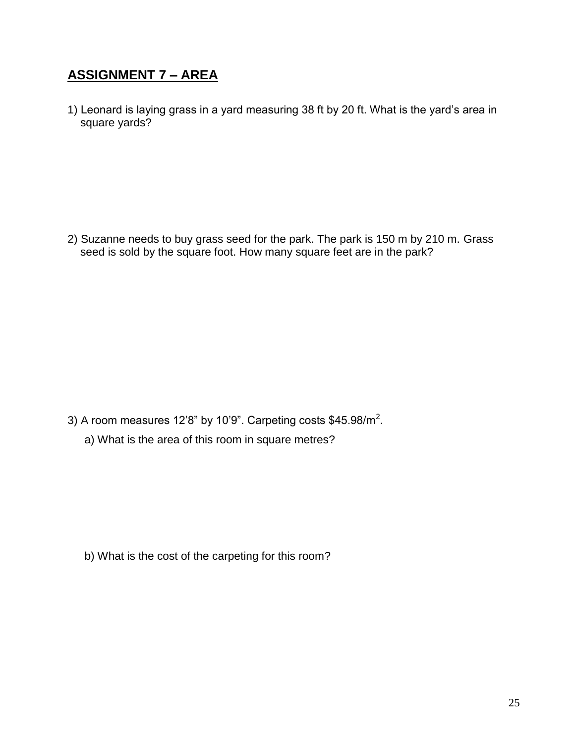## ASSIGNMENT 7 – AREA

1) Leonard is laying grass in a yard measuring 38 ft by 20 ft. What is the yard's area in square yards?

2) Suzanne needs to buy grass seed for the park. The park is 150 m by 210 m. Grass seed is sold by the square foot. How many square feet are in the park?

3) A room measures 12'8" by 10'9". Carpeting costs $45.98/m^2$.

   a) What is the area of this room in square metres?

   b) What is the cost of the carpeting for this room?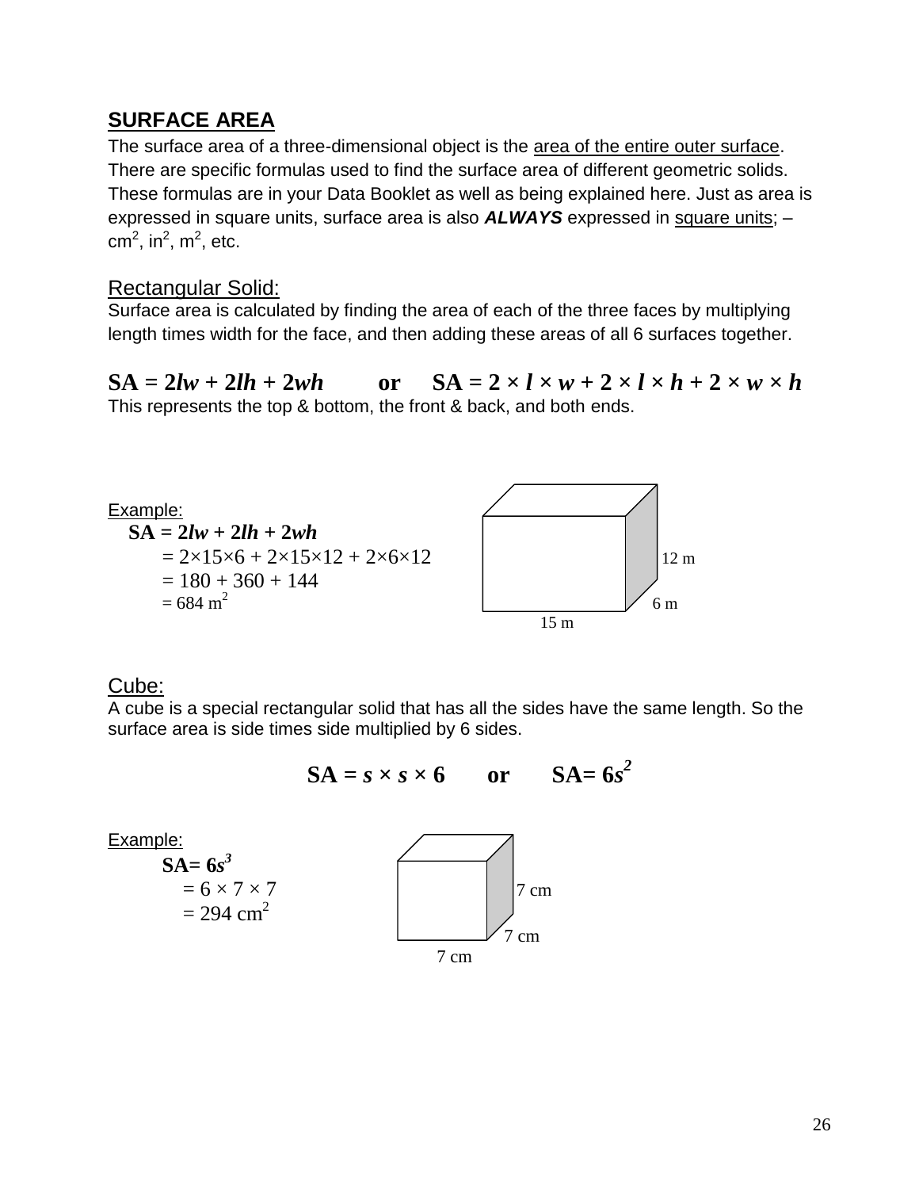## SURFACE AREA

The surface area of a three-dimensional object is the area of the entire outer surface. There are specific formulas used to find the surface area of different geometric solids. These formulas are in your Data Booklet as well as being explained here. Just as area is expressed in square units, surface area is also ***ALWAYS*** expressed in square units; – $cm^2$, $in^2$, $m^2$, etc.

### Rectangular Solid:

Surface area is calculated by finding the area of each of the three faces by multiplying length times width for the face, and then adding these areas of all 6 surfaces together.

$$SA = 2lw + 2lh + 2wh \quad \text{or} \quad SA = 2 \times l \times w + 2 \times l \times h + 2 \times w \times h$$

This represents the top & bottom, the front & back, and both ends.

Example:

$$\begin{aligned} SA &= 2lw + 2lh + 2wh \\ &= 2\times15\times6 + 2\times15\times12 + 2\times6\times12 \\ &= 180 + 360 + 144 \\ &= 684 \text{ m}^2 \end{aligned}$$

12 m

6 m

15 m

### Cube:

A cube is a special rectangular solid that has all the sides have the same length. So the surface area is side times side multiplied by 6 sides.

$$SA = s \times s \times 6 \quad \text{or} \quad SA = 6s^2$$

Example:

$$\begin{aligned} SA &= 6s^3 \\ &= 6 \times 7 \times 7 \\ &= 294 \text{ cm}^2 \end{aligned}$$

7 cm

7 cm

7 cm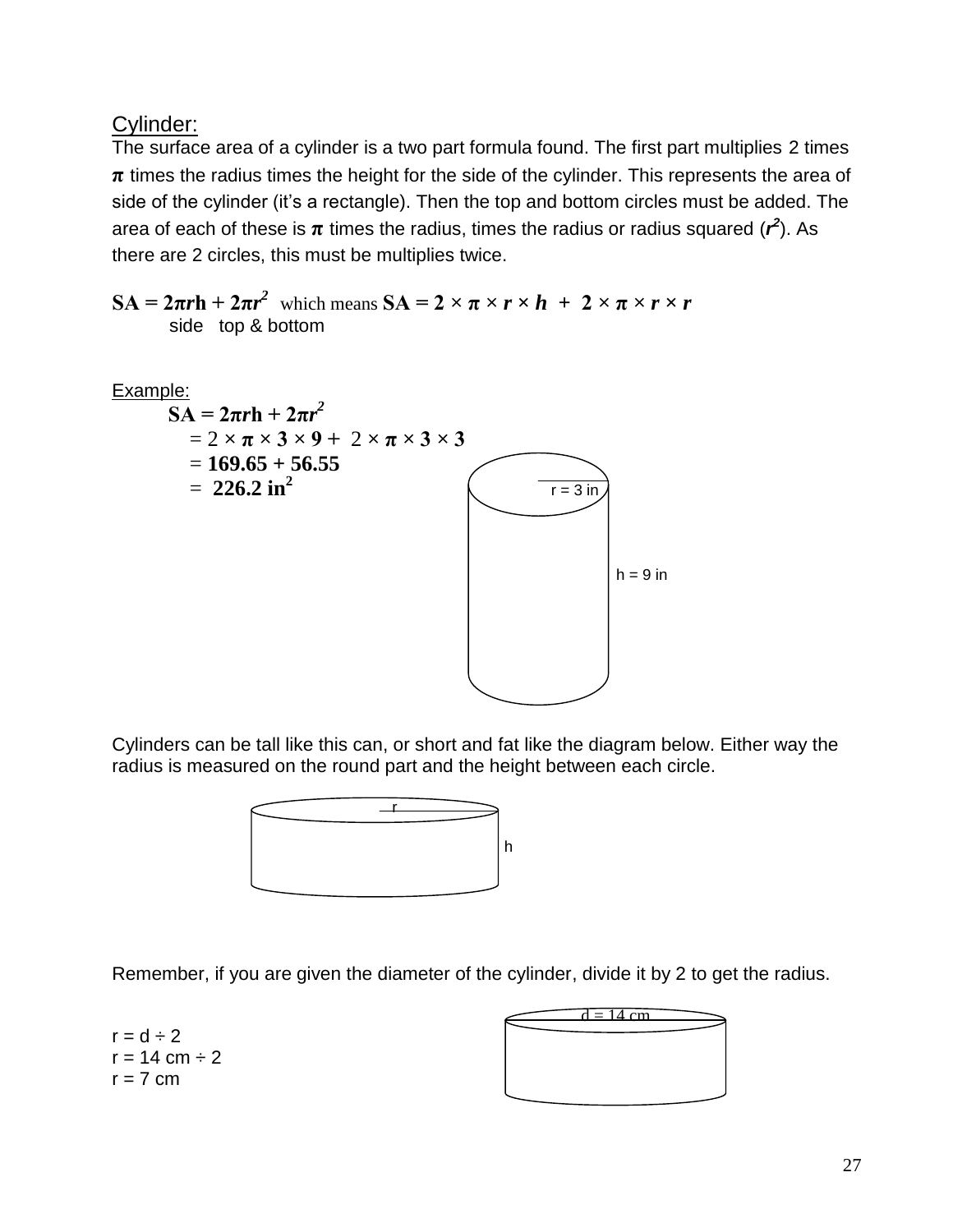## Cylinder:

The surface area of a cylinder is a two part formula found. The first part multiplies 2 times **$\pi$** times the radius times the height for the side of the cylinder. This represents the area of side of the cylinder (it's a rectangle). Then the top and bottom circles must be added. The area of each of these is **$\pi$** times the radius, times the radius or radius squared (***$r^2$***). As there are 2 circles, this must be multiplies twice.

**$SA = 2\pi rh + 2\pi r^2$** which means **$SA = 2 \times \pi \times r \times h + 2 \times \pi \times r \times r$**

side top & bottom

Example:

$$\begin{aligned} SA &= 2\pi rh + 2\pi r^2 \\ &= 2 \times \pi \times 3 \times 9 + 2 \times \pi \times 3 \times 3 \\ &= 169.65 + 56.55 \\ &= 226.2 \text{ in}^2 \end{aligned}$$

r = 3 in

h = 9 in

Cylinders can be tall like this can, or short and fat like the diagram below. Either way the radius is measured on the round part and the height between each circle.

r

h

Remember, if you are given the diameter of the cylinder, divide it by 2 to get the radius.

$r = d \div 2$
$r = 14 \text{ cm} \div 2$
$r = 7 \text{ cm}$

d = 14 cm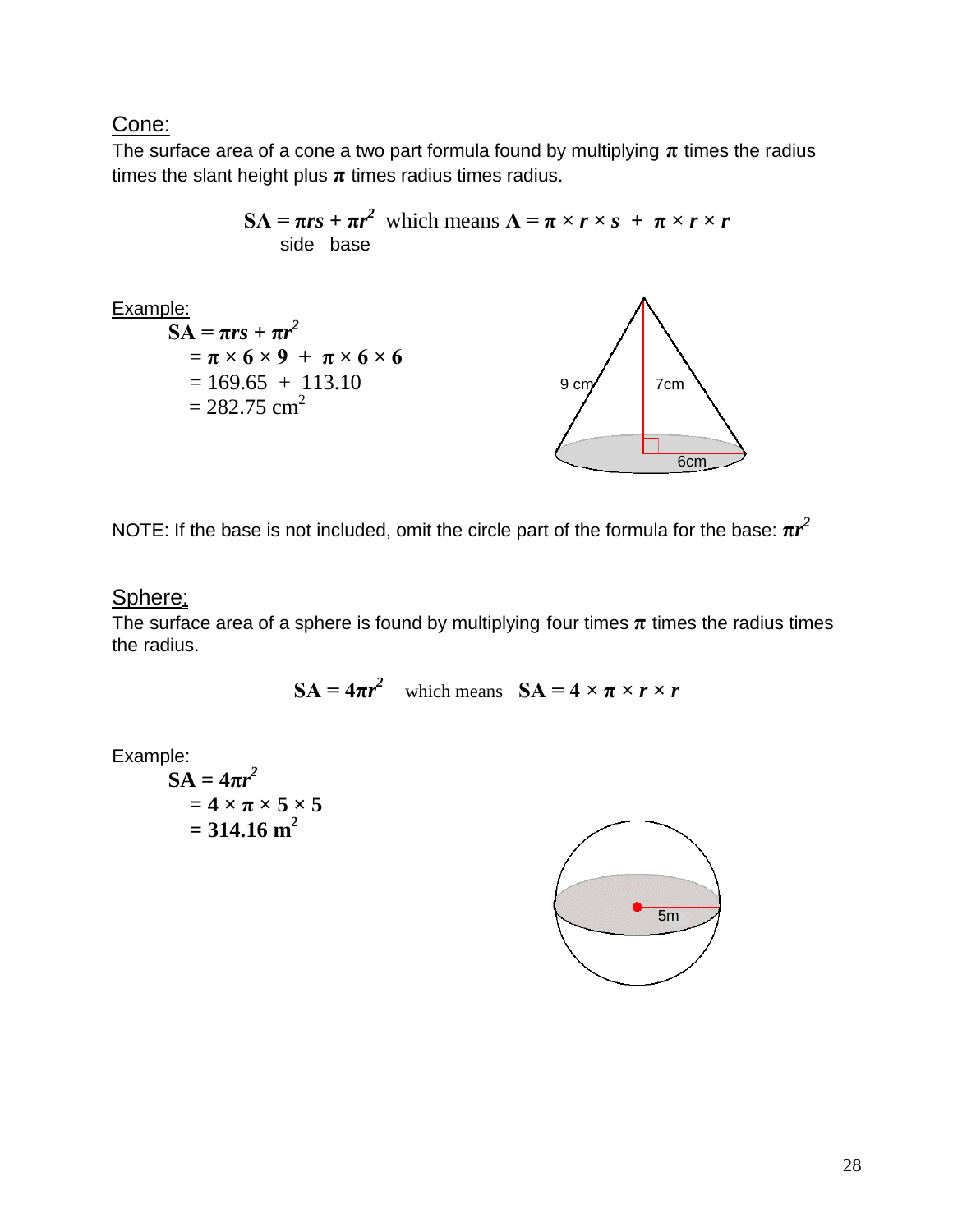## Cone:

The surface area of a cone a two part formula found by multiplying $\pi$ times the radius times the slant height plus $\pi$ times radius times radius.

$$\mathbf{SA} = \pi r s + \pi r^2 \quad \text{which means} \quad \mathbf{A} = \pi \times r \times s \; + \; \pi \times r \times r$$

side base

Example:

$$\mathbf{SA} = \pi r s + \pi r^2$$
$$= \pi \times 6 \times 9 \; + \; \pi \times 6 \times 6$$
$$= 169.65 \; + \; 113.10$$
$$= 282.75 \text{ cm}^2$$

9 cm

7cm

6cm

NOTE: If the base is not included, omit the circle part of the formula for the base: $\pi r^2$

## Sphere:

The surface area of a sphere is found by multiplying four times $\pi$ times the radius times the radius.

$$\mathbf{SA} = 4\pi r^2 \quad \text{which means} \quad \mathbf{SA} = 4 \times \pi \times r \times r$$

Example:

$$\mathbf{SA} = 4\pi r^2$$
$$= 4 \times \pi \times 5 \times 5$$
$$= 314.16 \text{ m}^2$$

5m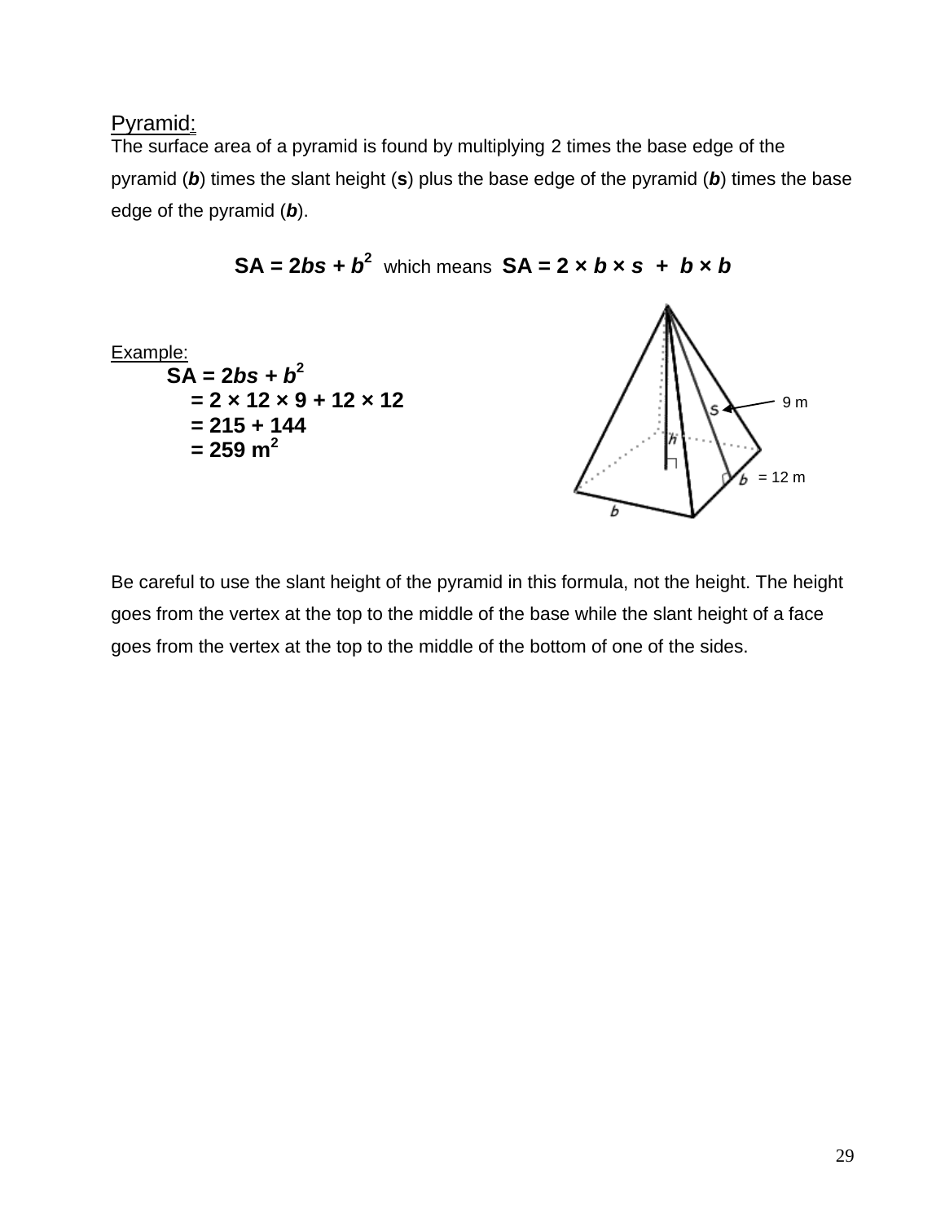Pyramid:

The surface area of a pyramid is found by multiplying 2 times the base edge of the pyramid (***b***) times the slant height (**s**) plus the base edge of the pyramid (***b***) times the base edge of the pyramid (***b***).

$$SA = 2bs + b^2 \text{ which means } SA = 2 \times b \times s + b \times b$$

Example:

$$
\begin{aligned}
SA &= 2bs + b^2 \\
&= 2 \times 12 \times 9 + 12 \times 12 \\
&= 215 + 144 \\
&= 259 \text{ m}^2
\end{aligned}
$$

9 m

= 12 m

Be careful to use the slant height of the pyramid in this formula, not the height. The height goes from the vertex at the top to the middle of the base while the slant height of a face goes from the vertex at the top to the middle of the bottom of one of the sides.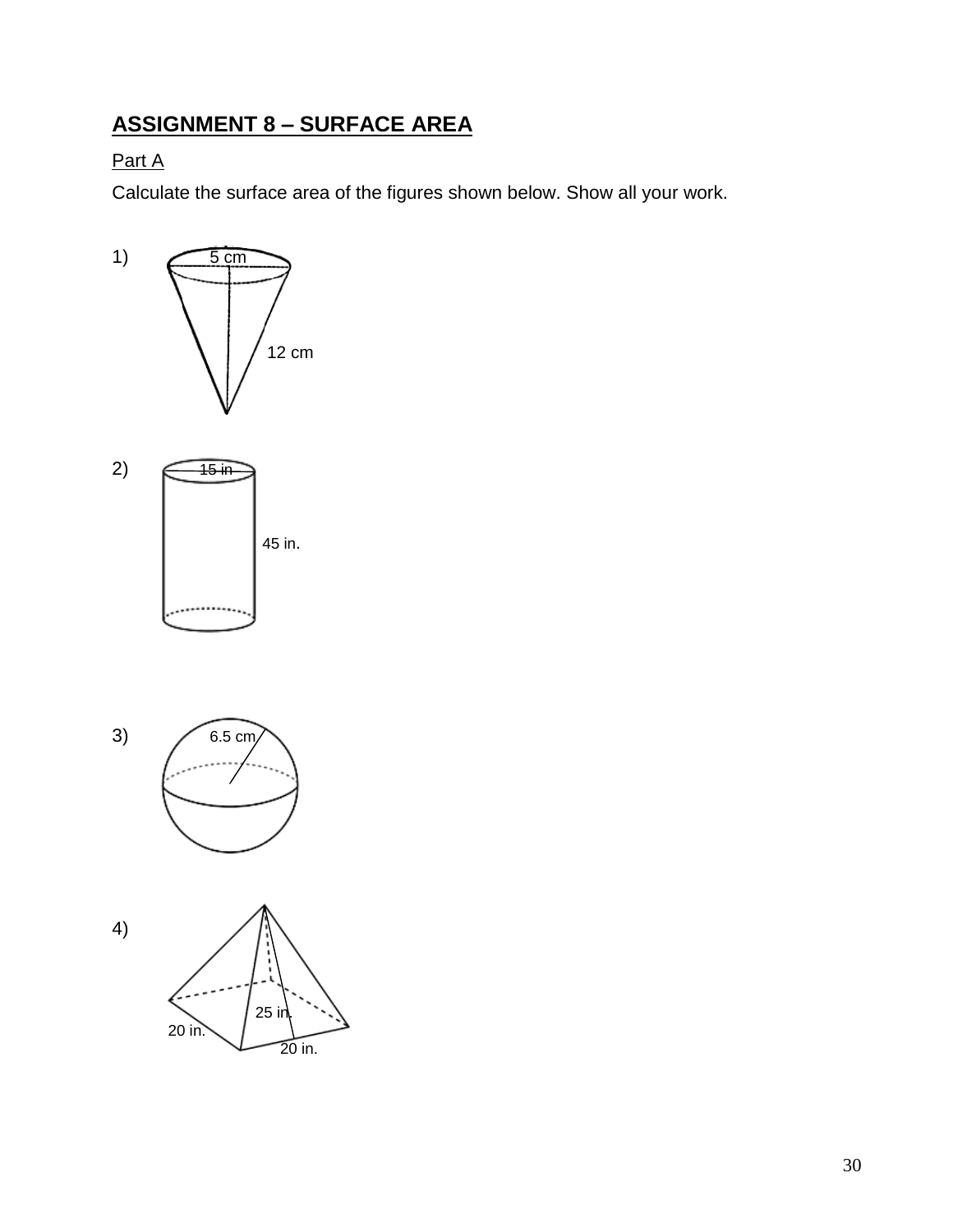## ASSIGNMENT 8 – SURFACE AREA

Part A

Calculate the surface area of the figures shown below. Show all your work.

1) 5 cm, 12 cm

2) 15 in, 45 in.

3) 6.5 cm

4) 25 in., 20 in., 20 in.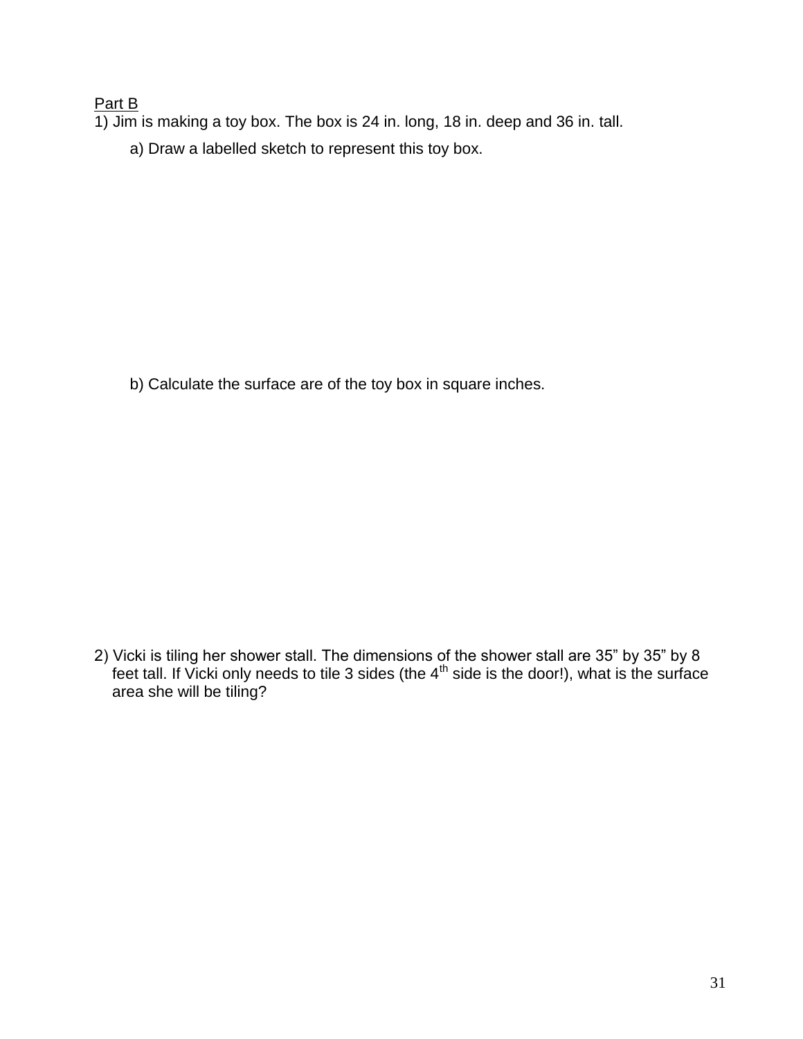Part B

1) Jim is making a toy box. The box is 24 in. long, 18 in. deep and 36 in. tall.

a) Draw a labelled sketch to represent this toy box.

b) Calculate the surface are of the toy box in square inches.

2) Vicki is tiling her shower stall. The dimensions of the shower stall are 35" by 35" by 8 feet tall. If Vicki only needs to tile 3 sides (the 4th side is the door!), what is the surface area she will be tiling?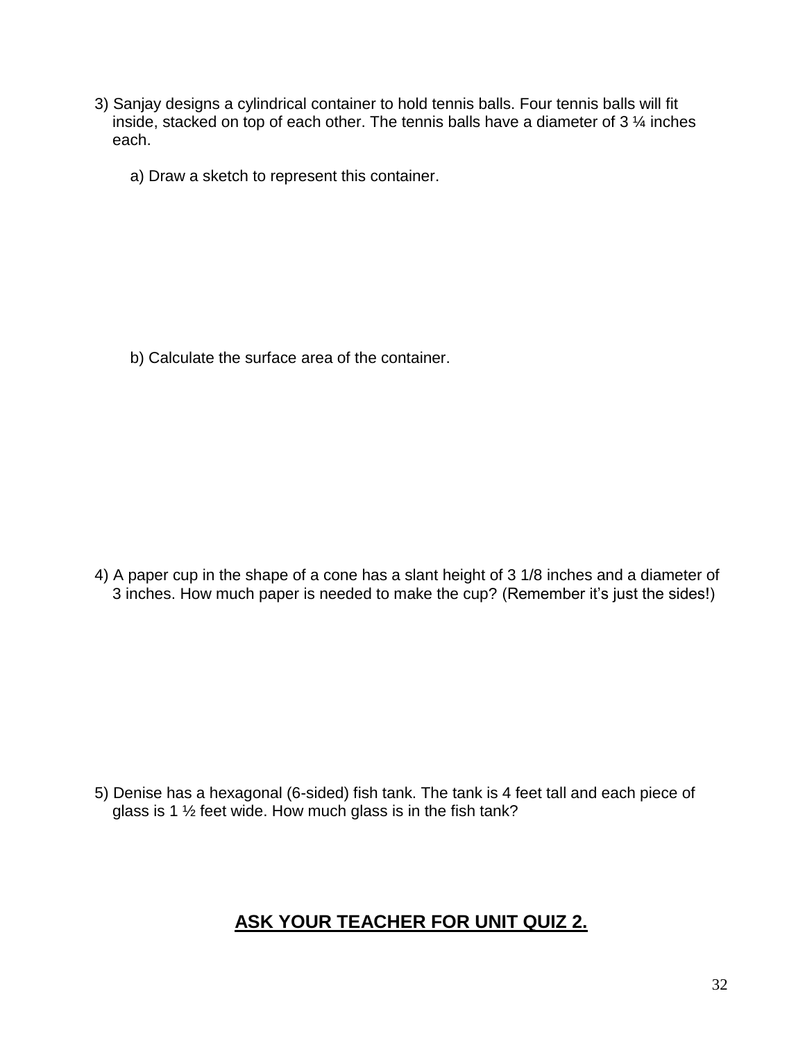3) Sanjay designs a cylindrical container to hold tennis balls. Four tennis balls will fit inside, stacked on top of each other. The tennis balls have a diameter of 3 ¼ inches each.

   a) Draw a sketch to represent this container.

   b) Calculate the surface area of the container.

4) A paper cup in the shape of a cone has a slant height of 3 1/8 inches and a diameter of 3 inches. How much paper is needed to make the cup? (Remember it's just the sides!)

5) Denise has a hexagonal (6-sided) fish tank. The tank is 4 feet tall and each piece of glass is 1 ½ feet wide. How much glass is in the fish tank?

## <u>**ASK YOUR TEACHER FOR UNIT QUIZ 2.**</u>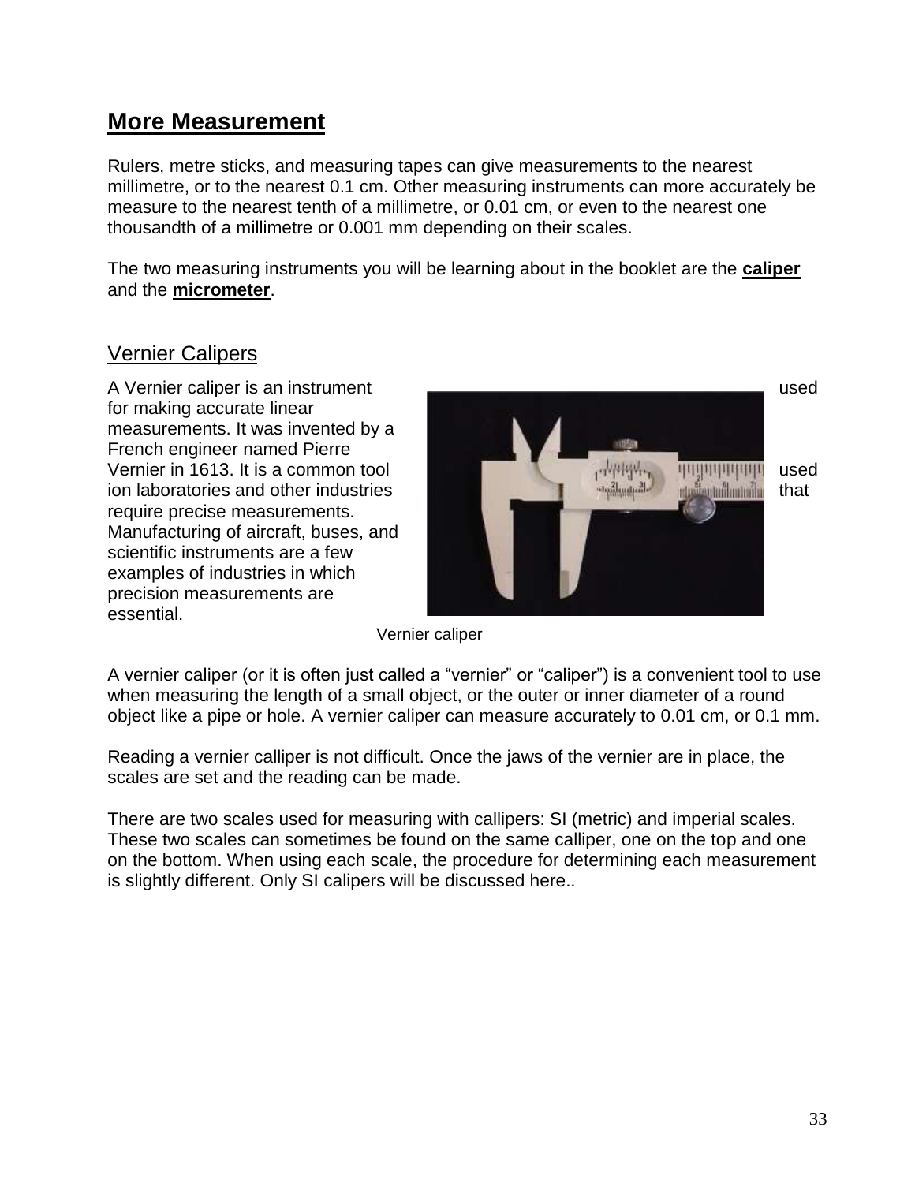## More Measurement

Rulers, metre sticks, and measuring tapes can give measurements to the nearest millimetre, or to the nearest 0.1 cm. Other measuring instruments can more accurately be measure to the nearest tenth of a millimetre, or 0.01 cm, or even to the nearest one thousandth of a millimetre or 0.001 mm depending on their scales.

The two measuring instruments you will be learning about in the booklet are the **caliper** and the **micrometer**.

### Vernier Calipers

A Vernier caliper is an instrument used for making accurate linear measurements. It was invented by a French engineer named Pierre Vernier in 1613. It is a common tool used ion laboratories and other industries that require precise measurements. Manufacturing of aircraft, buses, and scientific instruments are a few examples of industries in which precision measurements are essential.

Vernier caliper

A vernier caliper (or it is often just called a "vernier" or "caliper") is a convenient tool to use when measuring the length of a small object, or the outer or inner diameter of a round object like a pipe or hole. A vernier caliper can measure accurately to 0.01 cm, or 0.1 mm.

Reading a vernier calliper is not difficult. Once the jaws of the vernier are in place, the scales are set and the reading can be made.

There are two scales used for measuring with callipers: SI (metric) and imperial scales. These two scales can sometimes be found on the same calliper, one on the top and one on the bottom. When using each scale, the procedure for determining each measurement is slightly different. Only SI calipers will be discussed here..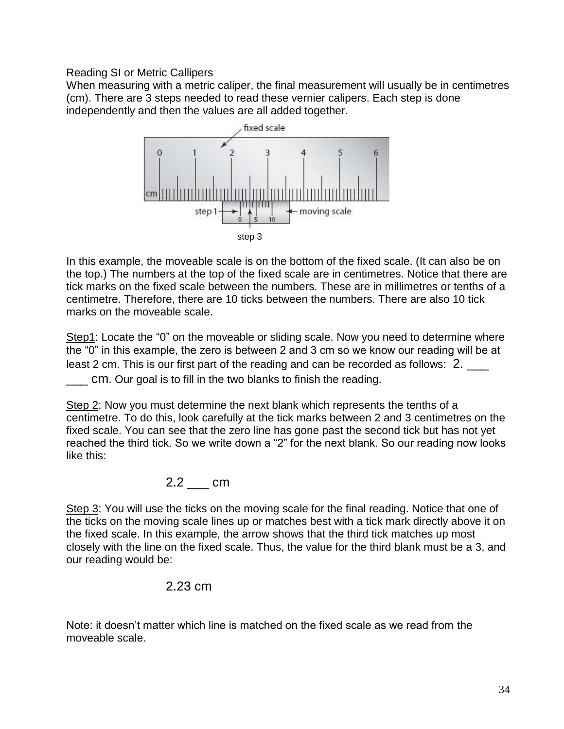Reading SI or Metric Callipers

When measuring with a metric caliper, the final measurement will usually be in centimetres (cm). There are 3 steps needed to read these vernier calipers. Each step is done independently and then the values are all added together.

In this example, the moveable scale is on the bottom of the fixed scale. (It can also be on the top.) The numbers at the top of the fixed scale are in centimetres. Notice that there are tick marks on the fixed scale between the numbers. These are in millimetres or tenths of a centimetre. Therefore, there are 10 ticks between the numbers. There are also 10 tick marks on the moveable scale.

Step1: Locate the "0" on the moveable or sliding scale. Now you need to determine where the "0" in this example, the zero is between 2 and 3 cm so we know our reading will be at least 2 cm. This is our first part of the reading and can be recorded as follows: 2. ___ ___ cm. Our goal is to fill in the two blanks to finish the reading.

Step 2: Now you must determine the next blank which represents the tenths of a centimetre. To do this, look carefully at the tick marks between 2 and 3 centimetres on the fixed scale. You can see that the zero line has gone past the second tick but has not yet reached the third tick. So we write down a "2" for the next blank. So our reading now looks like this:

2.2 ___ cm

Step 3: You will use the ticks on the moving scale for the final reading. Notice that one of the ticks on the moving scale lines up or matches best with a tick mark directly above it on the fixed scale. In this example, the arrow shows that the third tick matches up most closely with the line on the fixed scale. Thus, the value for the third blank must be a 3, and our reading would be:

2.23 cm

Note: it doesn't matter which line is matched on the fixed scale as we read from the moveable scale.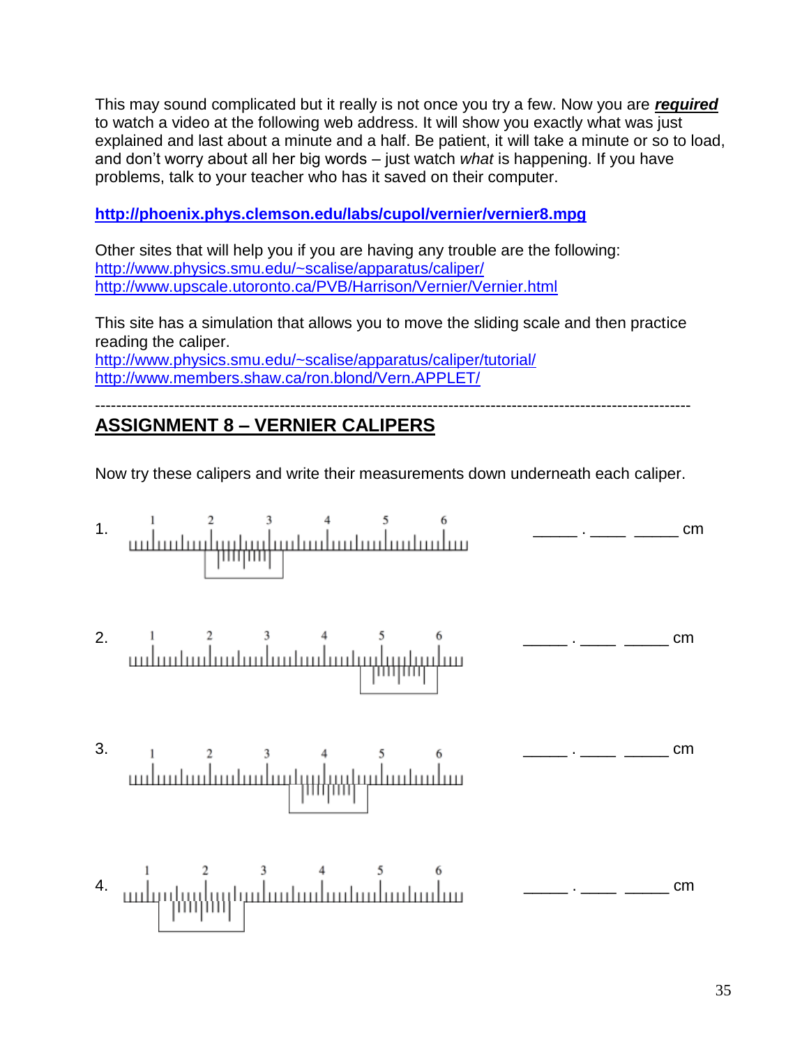This may sound complicated but it really is not once you try a few. Now you are ***required*** to watch a video at the following web address. It will show you exactly what was just explained and last about a minute and a half. Be patient, it will take a minute or so to load, and don't worry about all her big words – just watch *what* is happening. If you have problems, talk to your teacher who has it saved on their computer.

**http://phoenix.phys.clemson.edu/labs/cupol/vernier/vernier8.mpg**

Other sites that will help you if you are having any trouble are the following:
http://www.physics.smu.edu/~scalise/apparatus/caliper/
http://www.upscale.utoronto.ca/PVB/Harrison/Vernier/Vernier.html

This site has a simulation that allows you to move the sliding scale and then practice reading the caliper.
http://www.physics.smu.edu/~scalise/apparatus/caliper/tutorial/
http://www.members.shaw.ca/ron.blond/Vern.APPLET/

---

## ASSIGNMENT 8 – VERNIER CALIPERS

Now try these calipers and write their measurements down underneath each caliper.

1. _____ . ____ _____ cm

2. _____ . ____ _____ cm

3. _____ . ____ _____ cm

4. _____ . ____ _____ cm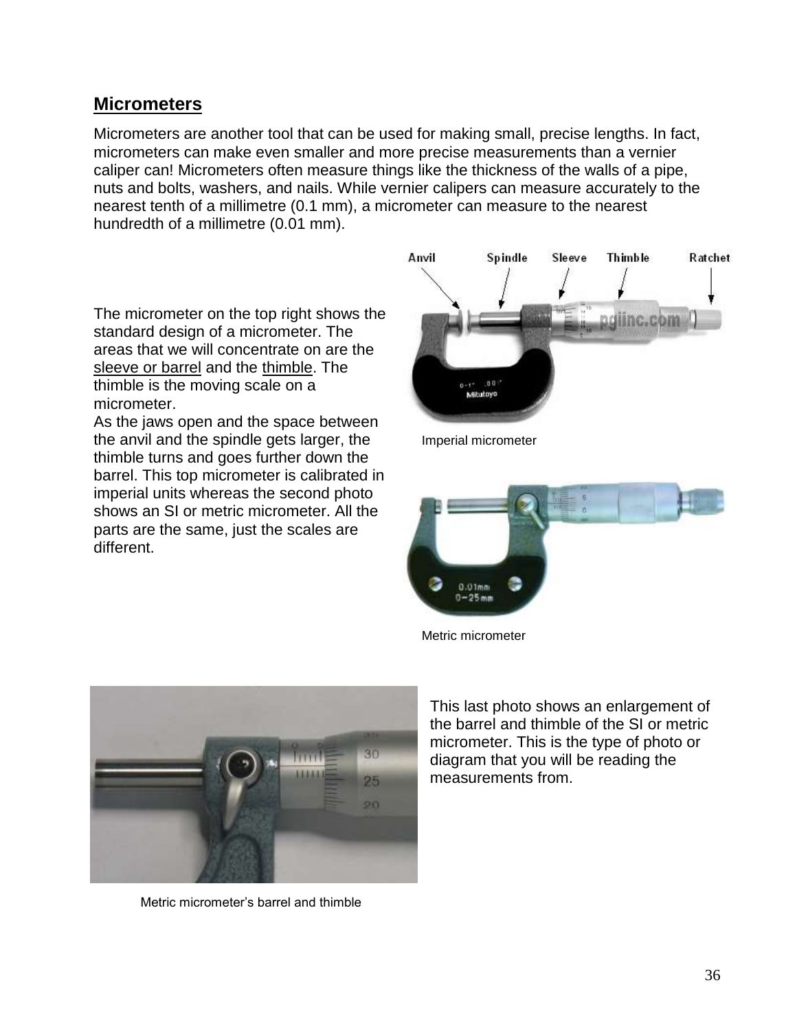## Micrometers

Micrometers are another tool that can be used for making small, precise lengths. In fact, micrometers can make even smaller and more precise measurements than a vernier caliper can! Micrometers often measure things like the thickness of the walls of a pipe, nuts and bolts, washers, and nails. While vernier calipers can measure accurately to the nearest tenth of a millimetre (0.1 mm), a micrometer can measure to the nearest hundredth of a millimetre (0.01 mm).

The micrometer on the top right shows the standard design of a micrometer. The areas that we will concentrate on are the sleeve or barrel and the thimble. The thimble is the moving scale on a micrometer.
As the jaws open and the space between the anvil and the spindle gets larger, the thimble turns and goes further down the barrel. This top micrometer is calibrated in imperial units whereas the second photo shows an SI or metric micrometer. All the parts are the same, just the scales are different.

Anvil Spindle Sleeve Thimble Ratchet

Imperial micrometer

Metric micrometer

This last photo shows an enlargement of the barrel and thimble of the SI or metric micrometer. This is the type of photo or diagram that you will be reading the measurements from.

Metric micrometer's barrel and thimble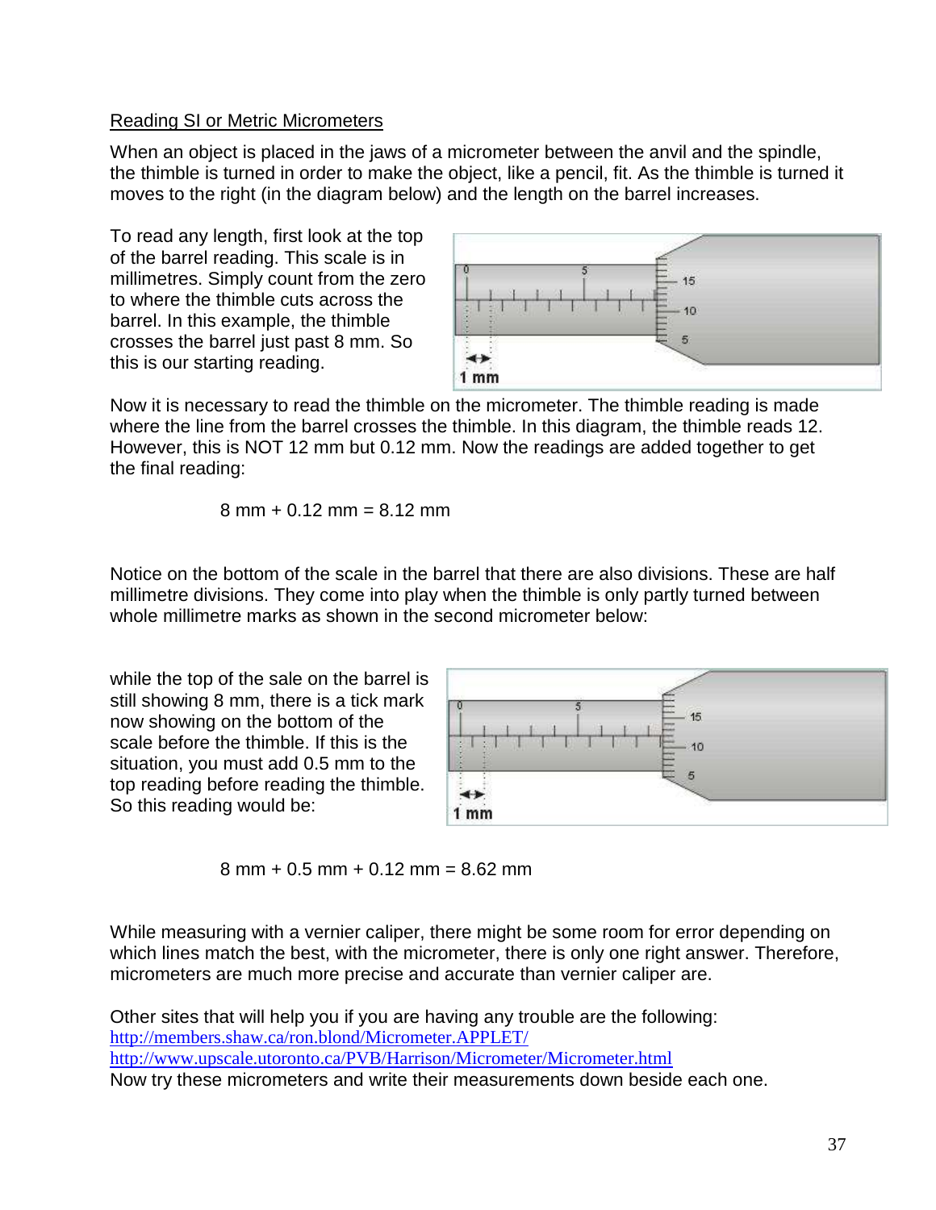Reading SI or Metric Micrometers

When an object is placed in the jaws of a micrometer between the anvil and the spindle, the thimble is turned in order to make the object, like a pencil, fit. As the thimble is turned it moves to the right (in the diagram below) and the length on the barrel increases.

To read any length, first look at the top of the barrel reading. This scale is in millimetres. Simply count from the zero to where the thimble cuts across the barrel. In this example, the thimble crosses the barrel just past 8 mm. So this is our starting reading.

Now it is necessary to read the thimble on the micrometer. The thimble reading is made where the line from the barrel crosses the thimble. In this diagram, the thimble reads 12. However, this is NOT 12 mm but 0.12 mm. Now the readings are added together to get the final reading:

8 mm + 0.12 mm = 8.12 mm

Notice on the bottom of the scale in the barrel that there are also divisions. These are half millimetre divisions. They come into play when the thimble is only partly turned between whole millimetre marks as shown in the second micrometer below:

while the top of the sale on the barrel is still showing 8 mm, there is a tick mark now showing on the bottom of the scale before the thimble. If this is the situation, you must add 0.5 mm to the top reading before reading the thimble. So this reading would be:

8 mm + 0.5 mm + 0.12 mm = 8.62 mm

While measuring with a vernier caliper, there might be some room for error depending on which lines match the best, with the micrometer, there is only one right answer. Therefore, micrometers are much more precise and accurate than vernier caliper are.

Other sites that will help you if you are having any trouble are the following:
http://members.shaw.ca/ron.blond/Micrometer.APPLET/
http://www.upscale.utoronto.ca/PVB/Harrison/Micrometer/Micrometer.html
Now try these micrometers and write their measurements down beside each one.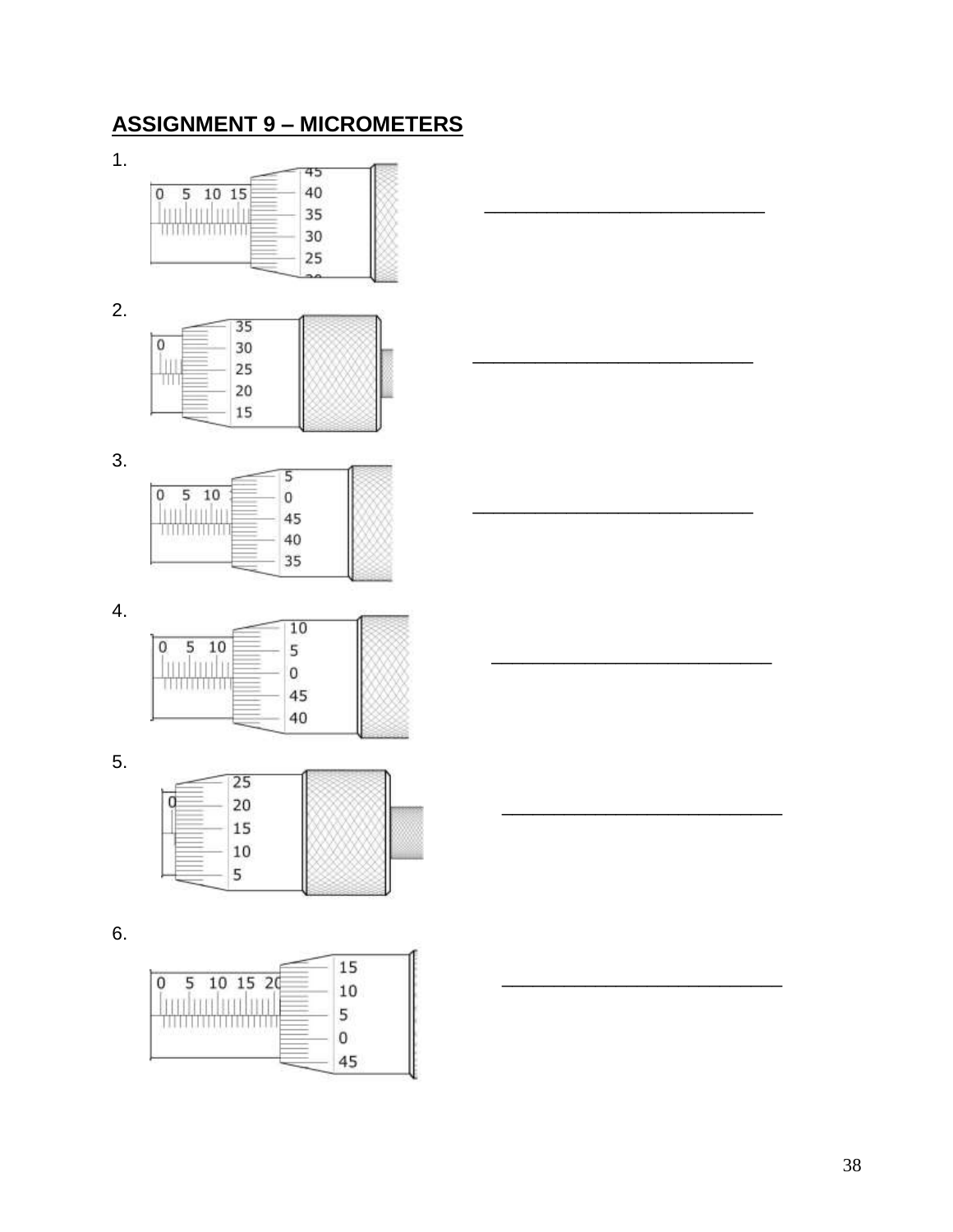## ASSIGNMENT 9 – MICROMETERS

1.

0 5 10 15

45
40
35
30
25

___________________________

2.

0

35
30
25
20
15

___________________________

3.

0 5 10

5
0
45
40
35

___________________________

4.

0 5 10

10
5
0
45
40

___________________________

5.

0

25
20
15
10
5

___________________________

6.

0 5 10 15 20

15
10
5
0
45

___________________________